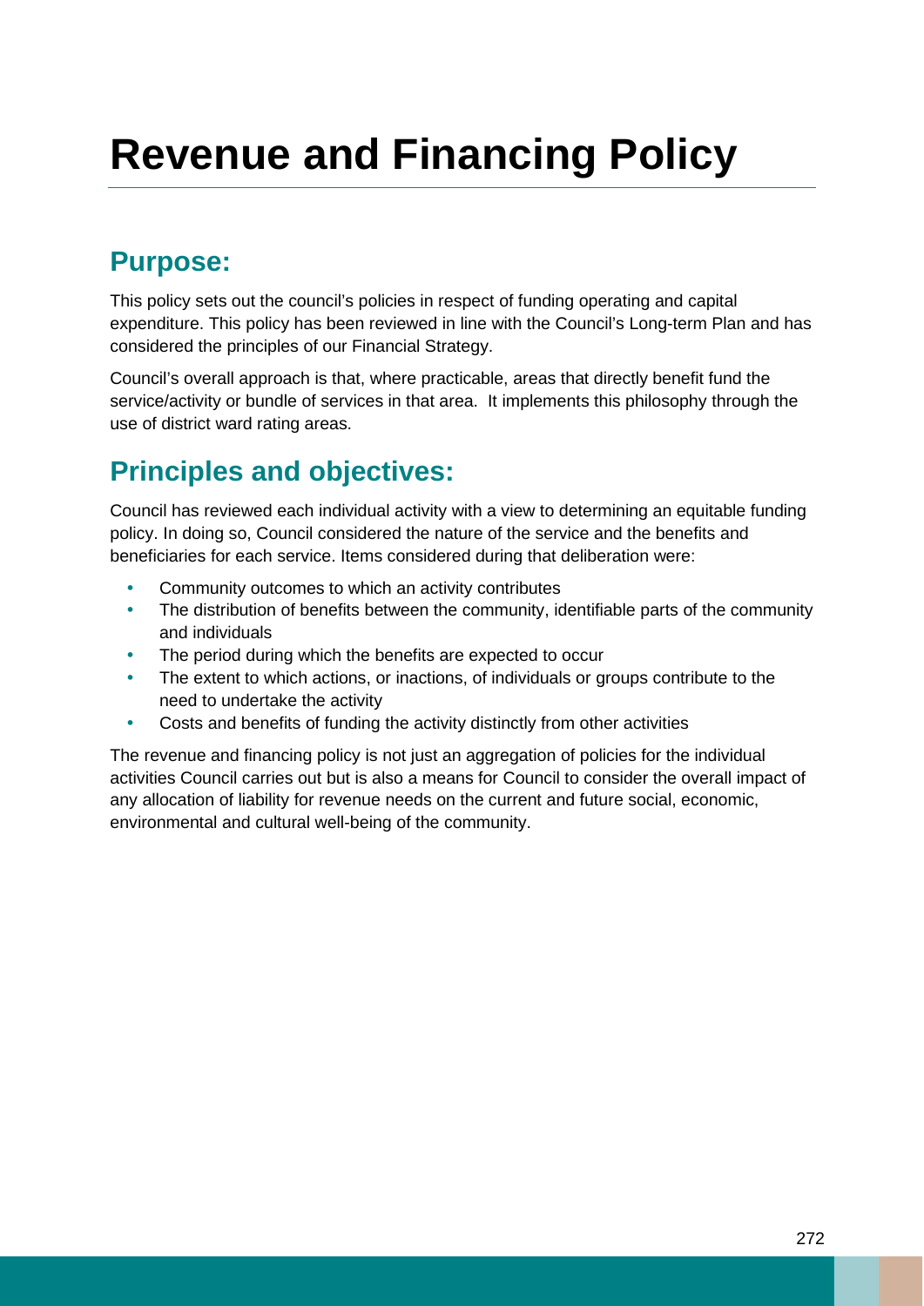# Revenue and Financing Policy

## Purpose:

This policy sets out the council's policies in respect of funding operating and capital expenditure. This policy has been reviewed in line with the Council's Long-term Plan and has considered the principles of our Financial Strategy.

Council's overall approach is that, where practicable, areas that directly benefit fund the service/activity or bundle of services in that area. It implements this philosophy through the use of district ward rating areas.

## Principles and objectives:

Council has reviewed each individual activity with a view to determining an equitable funding policy. In doing so, Council considered the nature of the service and the benefits and beneficiaries for each service. Items considered during that deliberation were:

- Community outcomes to which an activity contributes
- The distribution of benefits between the community, identifiable parts of the community and individuals
- The period during which the benefits are expected to occur
- The extent to which actions, or inactions, of individuals or groups contribute to the need to undertake the activity
- Costs and benefits of funding the activity distinctly from other activities

The revenue and financing policy is not just an aggregation of policies for the individual activities Council carries out but is also a means for Council to consider the overall impact of any allocation of liability for revenue needs on the current and future social, economic, environmental and cultural well-being of the community.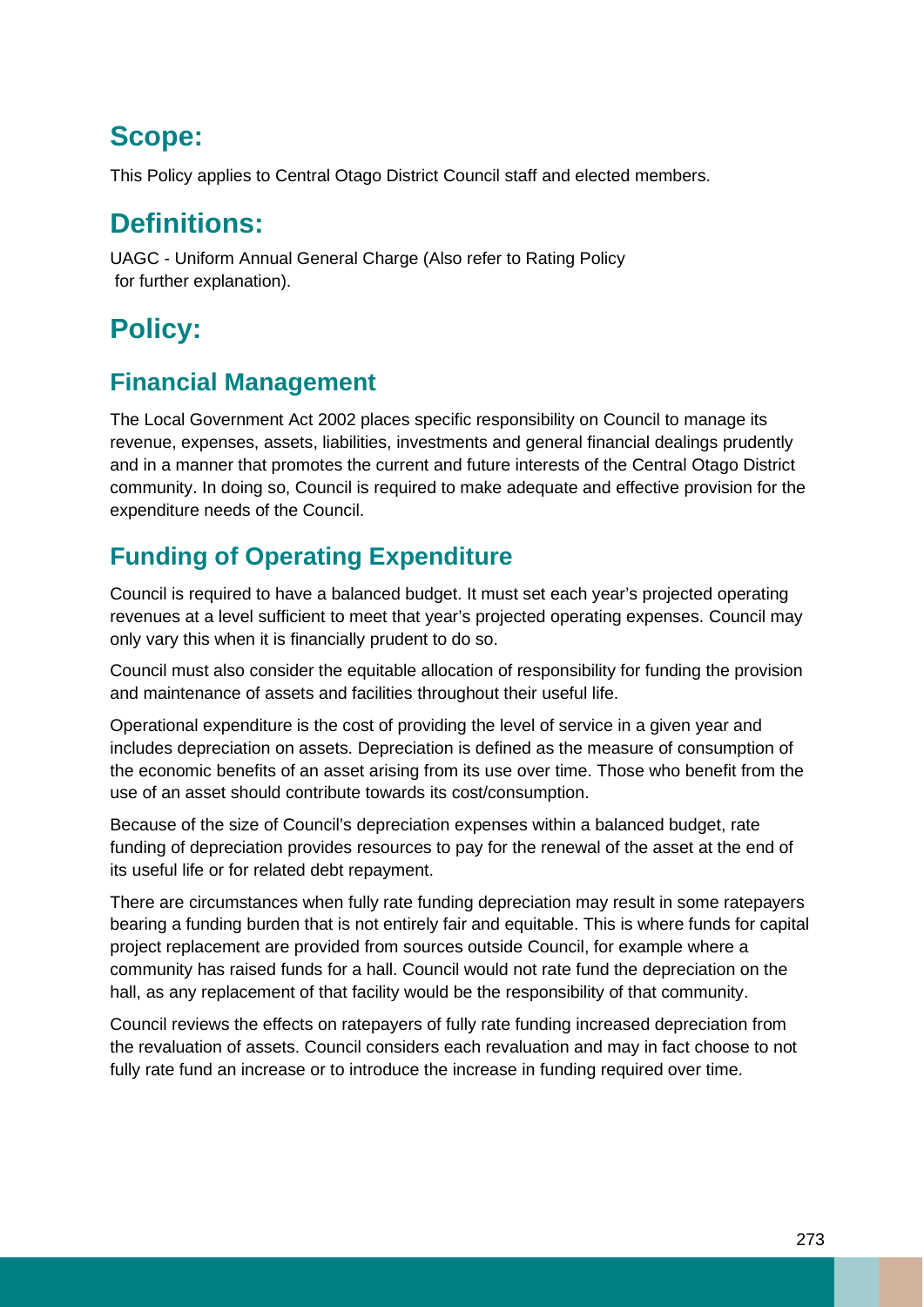## Scope:

This Policy applies to Central Otago District Council staff and elected members.

## Definitions:

UAGC - Uniform Annual General Charge (Also refer to Rating Policy for further explanation).

## Policy:

### Financial Management

The Local Government Act 2002 places specific responsibility on Council to manage its revenue, expenses, assets, liabilities, investments and general financial dealings prudently and in a manner that promotes the current and future interests of the Central Otago District community. In doing so, Council is required to make adequate and effective provision for the expenditure needs of the Council.

### Funding of Operating Expenditure

Council is required to have a balanced budget. It must set each year's projected operating revenues at a level sufficient to meet that year's projected operating expenses. Council may only vary this when it is financially prudent to do so.

Council must also consider the equitable allocation of responsibility for funding the provision and maintenance of assets and facilities throughout their useful life.

Operational expenditure is the cost of providing the level of service in a given year and includes depreciation on assets. Depreciation is defined as the measure of consumption of the economic benefits of an asset arising from its use over time. Those who benefit from the use of an asset should contribute towards its cost/consumption.

Because of the size of Council's depreciation expenses within a balanced budget, rate funding of depreciation provides resources to pay for the renewal of the asset at the end of its useful life or for related debt repayment.

There are circumstances when fully rate funding depreciation may result in some ratepayers bearing a funding burden that is not entirely fair and equitable. This is where funds for capital project replacement are provided from sources outside Council, for example where a community has raised funds for a hall. Council would not rate fund the depreciation on the hall, as any replacement of that facility would be the responsibility of that community.

Council reviews the effects on ratepayers of fully rate funding increased depreciation from the revaluation of assets. Council considers each revaluation and may in fact choose to not fully rate fund an increase or to introduce the increase in funding required over time.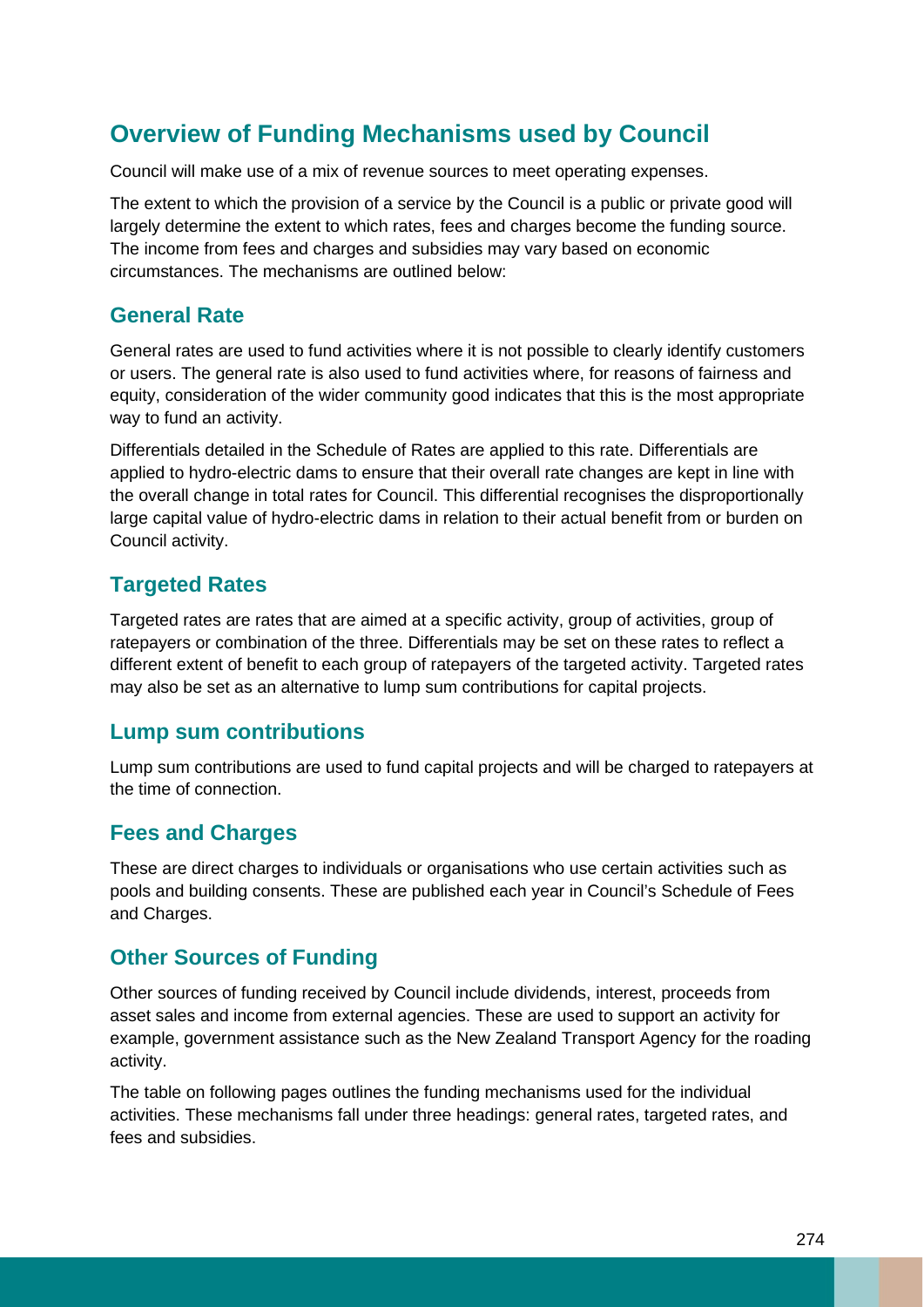# Overview of Funding Mechanisms used by Council

Council will make use of a mix of revenue sources to meet operating expenses.

The extent to which the provision of a service by the Council is a public or private good will largely determine the extent to which rates, fees and charges become the funding source. The income from fees and charges and subsidies may vary based on economic circumstances. The mechanisms are outlined below:

## General Rate

General rates are used to fund activities where it is not possible to clearly identify customers or users. The general rate is also used to fund activities where, for reasons of fairness and equity, consideration of the wider community good indicates that this is the most appropriate way to fund an activity.

Differentials detailed in the Schedule of Rates are applied to this rate. Differentials are applied to hydro-electric dams to ensure that their overall rate changes are kept in line with the overall change in total rates for Council. This differential recognises the disproportionally large capital value of hydro-electric dams in relation to their actual benefit from or burden on Council activity.

## Targeted Rates

Targeted rates are rates that are aimed at a specific activity, group of activities, group of ratepayers or combination of the three. Differentials may be set on these rates to reflect a different extent of benefit to each group of ratepayers of the targeted activity. Targeted rates may also be set as an alternative to lump sum contributions for capital projects.

## Lump sum contributions

Lump sum contributions are used to fund capital projects and will be charged to ratepayers at the time of connection.

## Fees and Charges

These are direct charges to individuals or organisations who use certain activities such as pools and building consents. These are published each year in Council's Schedule of Fees and Charges.

## Other Sources of Funding

Other sources of funding received by Council include dividends, interest, proceeds from asset sales and income from external agencies. These are used to support an activity for example, government assistance such as the New Zealand Transport Agency for the roading activity.

The table on following pages outlines the funding mechanisms used for the individual activities. These mechanisms fall under three headings: general rates, targeted rates, and fees and subsidies.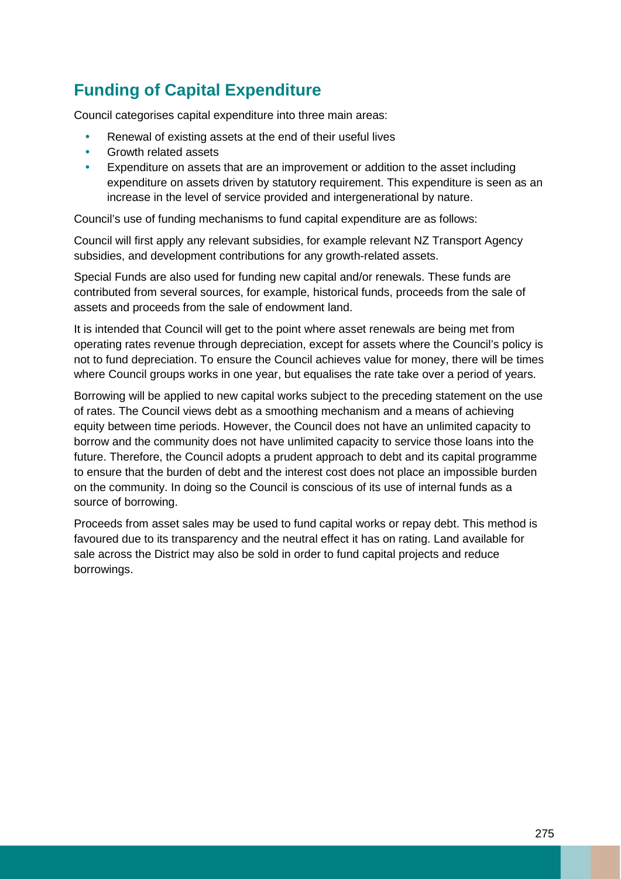## Funding of Capital Expenditure

Council categorises capital expenditure into three main areas:

- Renewal of existing assets at the end of their useful lives
- Growth related assets
- Expenditure on assets that are an improvement or addition to the asset including expenditure on assets driven by statutory requirement. This expenditure is seen as an increase in the level of service provided and intergenerational by nature.

Council's use of funding mechanisms to fund capital expenditure are as follows:

Council will first apply any relevant subsidies, for example relevant NZ Transport Agency subsidies, and development contributions for any growth-related assets.

Special Funds are also used for funding new capital and/or renewals. These funds are contributed from several sources, for example, historical funds, proceeds from the sale of assets and proceeds from the sale of endowment land.

It is intended that Council will get to the point where asset renewals are being met from operating rates revenue through depreciation, except for assets where the Council's policy is not to fund depreciation. To ensure the Council achieves value for money, there will be times where Council groups works in one year, but equalises the rate take over a period of years.

Borrowing will be applied to new capital works subject to the preceding statement on the use of rates. The Council views debt as a smoothing mechanism and a means of achieving equity between time periods. However, the Council does not have an unlimited capacity to borrow and the community does not have unlimited capacity to service those loans into the future. Therefore, the Council adopts a prudent approach to debt and its capital programme to ensure that the burden of debt and the interest cost does not place an impossible burden on the community. In doing so the Council is conscious of its use of internal funds as a source of borrowing.

Proceeds from asset sales may be used to fund capital works or repay debt. This method is favoured due to its transparency and the neutral effect it has on rating. Land available for sale across the District may also be sold in order to fund capital projects and reduce borrowings.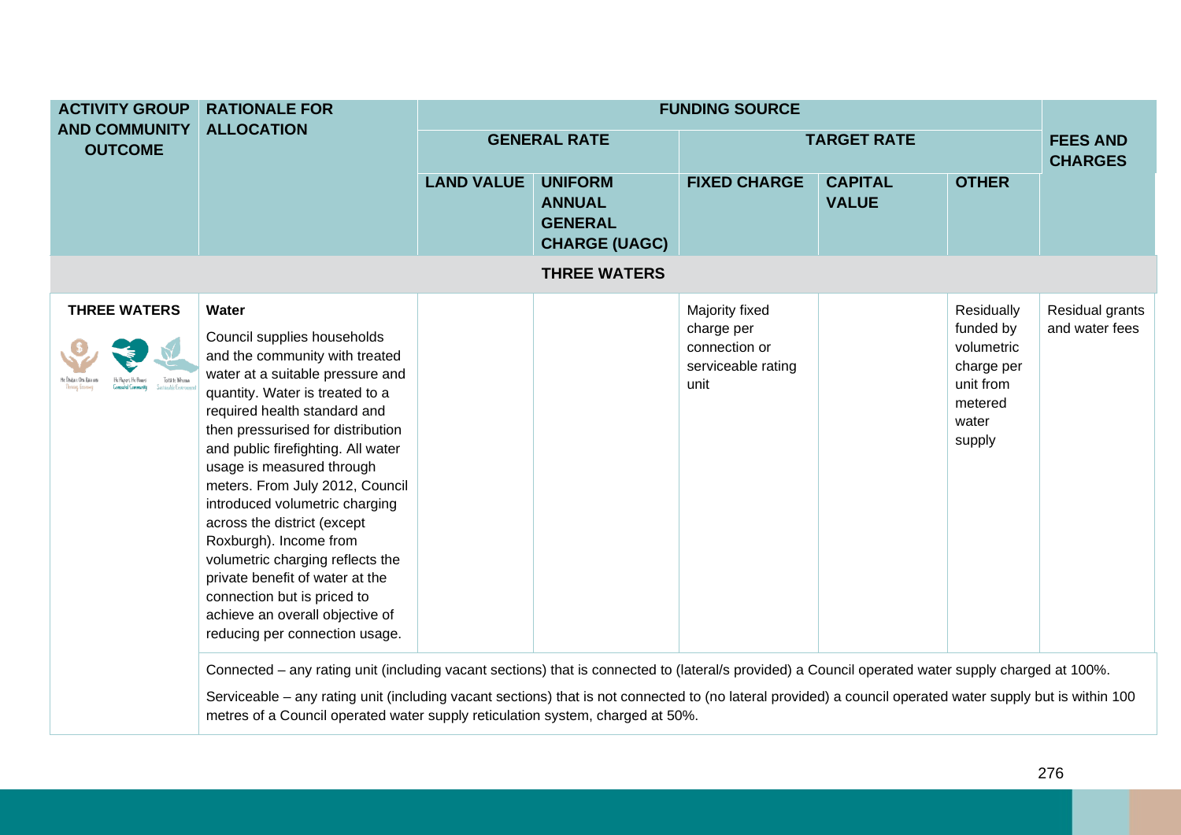| ACTIVITY GROUP AND COMMUNITY OUTCOME | RATIONALE FOR ALLOCATION | FUNDING SOURCE | | | | | |
|---|---|---|---|---|---|---|---|
| | | GENERAL RATE | | TARGET RATE | | | FEES AND CHARGES |
| | | LAND VALUE | UNIFORM ANNUAL GENERAL CHARGE (UAGC) | FIXED CHARGE | CAPITAL VALUE | OTHER | |
| **THREE WATERS** | | | | | | | |
| **THREE WATERS** | **Water**<br>Council supplies households and the community with treated water at a suitable pressure and quantity. Water is treated to a required health standard and then pressurised for distribution and public firefighting. All water usage is measured through meters. From July 2012, Council introduced volumetric charging across the district (except Roxburgh). Income from volumetric charging reflects the private benefit of water at the connection but is priced to achieve an overall objective of reducing per connection usage. | | | Majority fixed charge per connection or serviceable rating unit | | Residually funded by volumetric charge per unit from metered water supply | Residual grants and water fees |
| | Connected – any rating unit (including vacant sections) that is connected to (lateral/s provided) a Council operated water supply charged at 100%.<br>Serviceable – any rating unit (including vacant sections) that is not connected to (no lateral provided) a council operated water supply but is within 100 metres of a Council operated water supply reticulation system, charged at 50%. | | | | | | |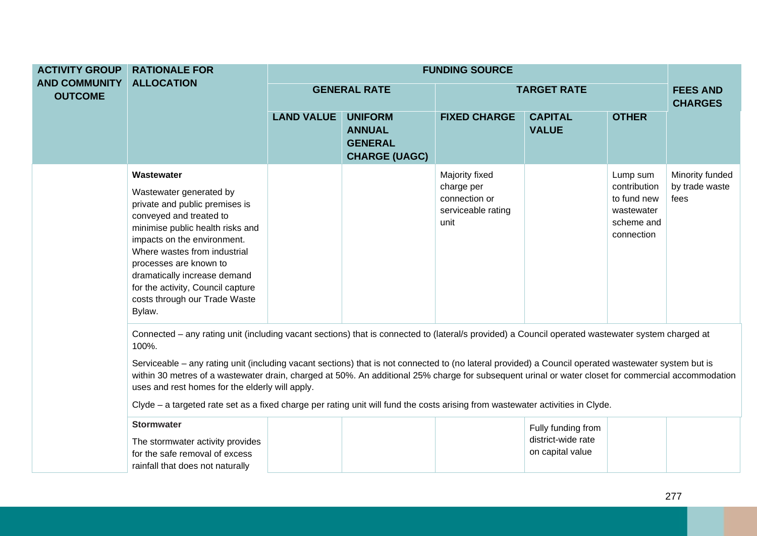| ACTIVITY GROUP AND COMMUNITY OUTCOME | RATIONALE FOR ALLOCATION | FUNDING SOURCE | | | | | |
|---|---|---|---|---|---|---|---|
| | | GENERAL RATE | | TARGET RATE | | | FEES AND CHARGES |
| | | LAND VALUE | UNIFORM ANNUAL GENERAL CHARGE (UAGC) | FIXED CHARGE | CAPITAL VALUE | OTHER | |
| | **Wastewater**<br><br>Wastewater generated by private and public premises is conveyed and treated to minimise public health risks and impacts on the environment. Where wastes from industrial processes are known to dramatically increase demand for the activity, Council capture costs through our Trade Waste Bylaw. | | | Majority fixed charge per connection or serviceable rating unit | | Lump sum contribution to fund new wastewater scheme and connection | Minority funded by trade waste fees |
| | Connected – any rating unit (including vacant sections) that is connected to (lateral/s provided) a Council operated wastewater system charged at 100%.<br><br>Serviceable – any rating unit (including vacant sections) that is not connected to (no lateral provided) a Council operated wastewater system but is within 30 metres of a wastewater drain, charged at 50%. An additional 25% charge for subsequent urinal or water closet for commercial accommodation uses and rest homes for the elderly will apply.<br><br>Clyde – a targeted rate set as a fixed charge per rating unit will fund the costs arising from wastewater activities in Clyde. | | | | | | |
| | **Stormwater**<br><br>The stormwater activity provides for the safe removal of excess rainfall that does not naturally | | | | Fully funding from district-wide rate on capital value | | |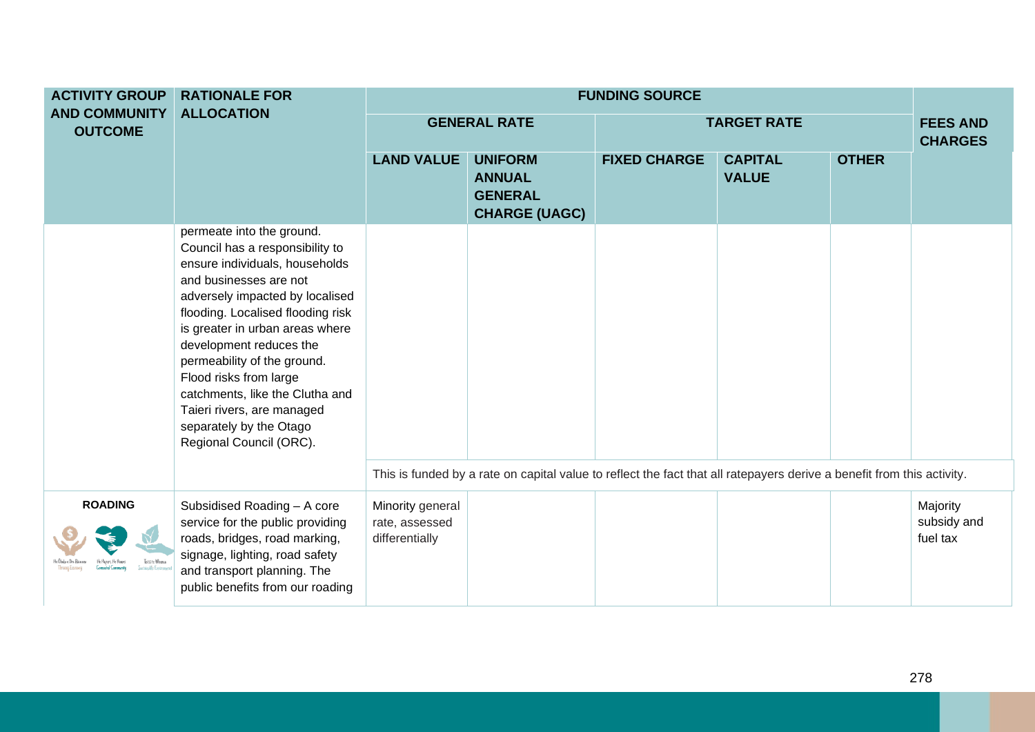| ACTIVITY GROUP AND COMMUNITY OUTCOME | RATIONALE FOR ALLOCATION | FUNDING SOURCE | | | | | |
|---|---|---|---|---|---|---|---|
| | | GENERAL RATE | | TARGET RATE | | | FEES AND CHARGES |
| | | LAND VALUE | UNIFORM ANNUAL GENERAL CHARGE (UAGC) | FIXED CHARGE | CAPITAL VALUE | OTHER | |
| | permeate into the ground. Council has a responsibility to ensure individuals, households and businesses are not adversely impacted by localised flooding. Localised flooding risk is greater in urban areas where development reduces the permeability of the ground. Flood risks from large catchments, like the Clutha and Taieri rivers, are managed separately by the Otago Regional Council (ORC). | | | | | | |
| | | This is funded by a rate on capital value to reflect the fact that all ratepayers derive a benefit from this activity. | | | | | |
| **ROADING** | Subsidised Roading – A core service for the public providing roads, bridges, road marking, signage, lighting, road safety and transport planning. The public benefits from our roading | Minority general rate, assessed differentially | | | | | Majority subsidy and fuel tax |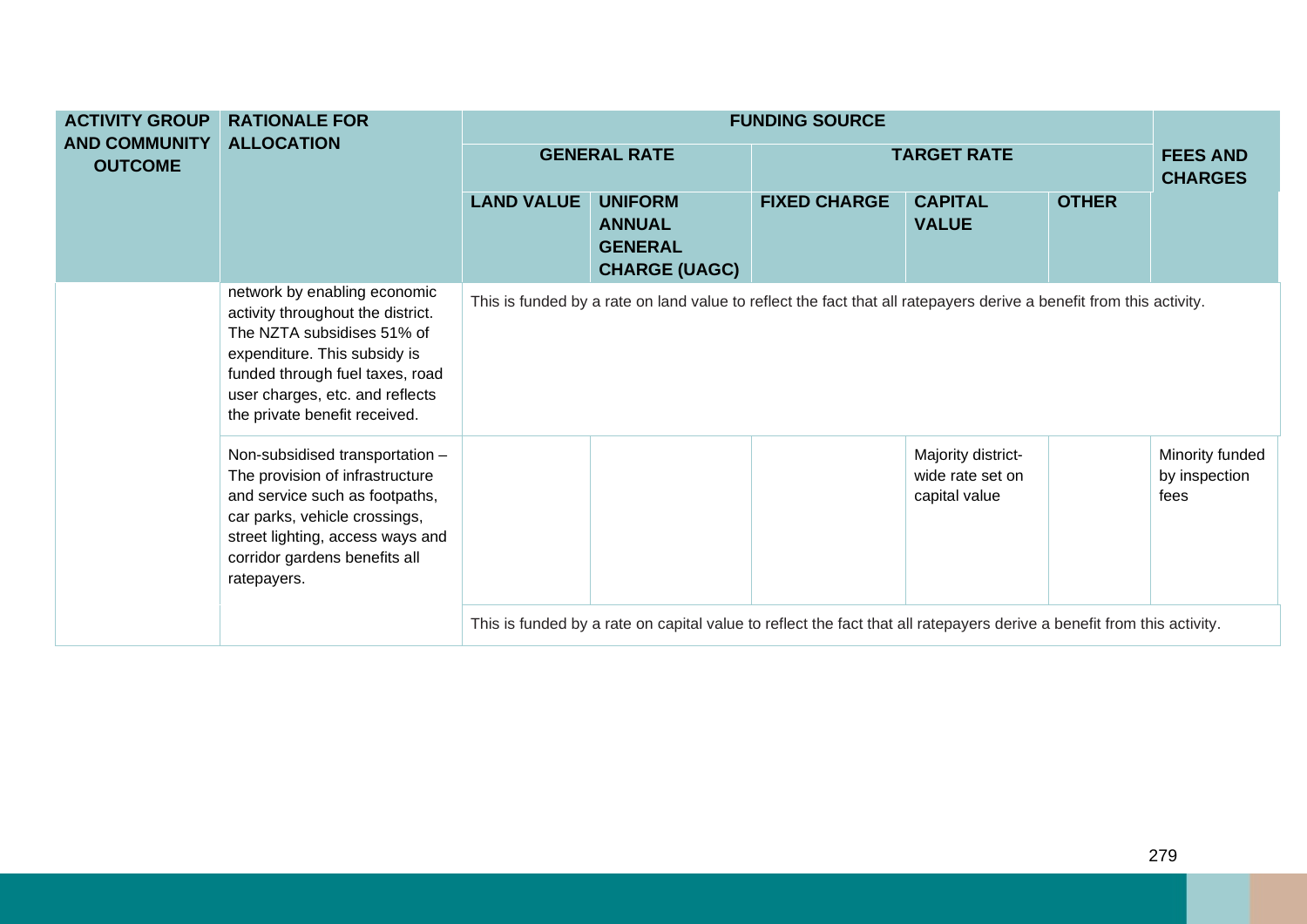| ACTIVITY GROUP AND COMMUNITY OUTCOME | RATIONALE FOR ALLOCATION | FUNDING SOURCE | | | | | |
|---|---|---|---|---|---|---|---|
| | | GENERAL RATE | | TARGET RATE | | | FEES AND CHARGES |
| | | LAND VALUE | UNIFORM ANNUAL GENERAL CHARGE (UAGC) | FIXED CHARGE | CAPITAL VALUE | OTHER | |
| | network by enabling economic activity throughout the district. The NZTA subsidises 51% of expenditure. This subsidy is funded through fuel taxes, road user charges, etc. and reflects the private benefit received. | This is funded by a rate on land value to reflect the fact that all ratepayers derive a benefit from this activity. | | | | | |
| | Non-subsidised transportation – The provision of infrastructure and service such as footpaths, car parks, vehicle crossings, street lighting, access ways and corridor gardens benefits all ratepayers. | | | | Majority district-wide rate set on capital value | | Minority funded by inspection fees |
| | | This is funded by a rate on capital value to reflect the fact that all ratepayers derive a benefit from this activity. | | | | | |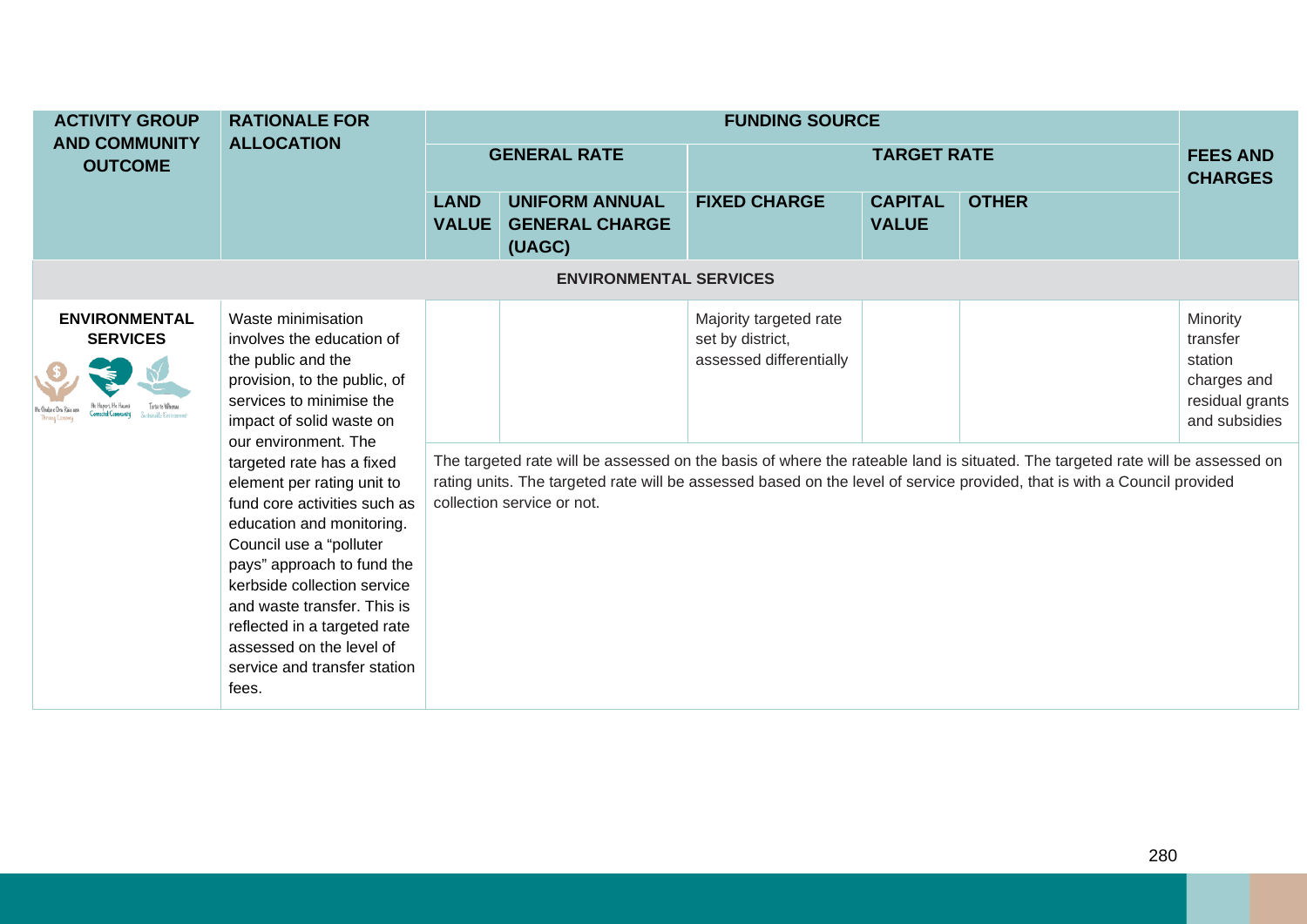| ACTIVITY GROUP AND COMMUNITY OUTCOME | RATIONALE FOR ALLOCATION | FUNDING SOURCE | | | | | |
|---|---|---|---|---|---|---|---|
| | | GENERAL RATE | | TARGET RATE | | | FEES AND CHARGES |
| | | LAND VALUE | UNIFORM ANNUAL GENERAL CHARGE (UAGC) | FIXED CHARGE | CAPITAL VALUE | OTHER | |
| **ENVIRONMENTAL SERVICES** | | | | | | | |
| **ENVIRONMENTAL SERVICES** | Waste minimisation involves the education of the public and the provision, to the public, of services to minimise the impact of solid waste on our environment. The targeted rate has a fixed element per rating unit to fund core activities such as education and monitoring. Council use a "polluter pays" approach to fund the kerbside collection service and waste transfer. This is reflected in a targeted rate assessed on the level of service and transfer station fees. | | | Majority targeted rate set by district, assessed differentially | | | Minority transfer station charges and residual grants and subsidies |
| | | The targeted rate will be assessed on the basis of where the rateable land is situated. The targeted rate will be assessed on rating units. The targeted rate will be assessed based on the level of service provided, that is with a Council provided collection service or not. | | | | | |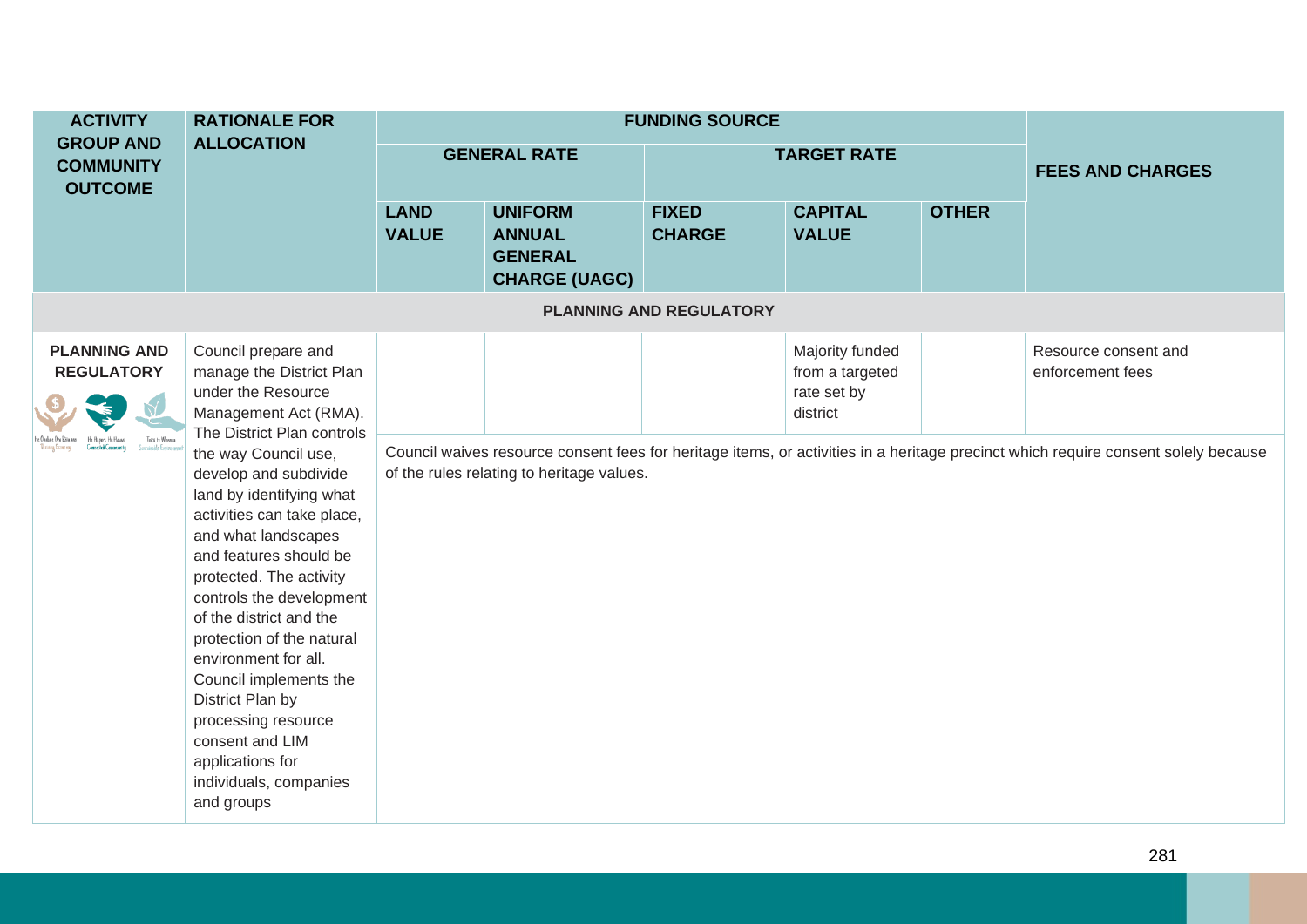| ACTIVITY GROUP AND COMMUNITY OUTCOME | RATIONALE FOR ALLOCATION | FUNDING SOURCE | | | | | |
|---|---|---|---|---|---|---|---|
| | | GENERAL RATE | | TARGET RATE | | | FEES AND CHARGES |
| | | LAND VALUE | UNIFORM ANNUAL GENERAL CHARGE (UAGC) | FIXED CHARGE | CAPITAL VALUE | OTHER | |
| **PLANNING AND REGULATORY** | | | | | | | |
| **PLANNING AND REGULATORY** | Council prepare and manage the District Plan under the Resource Management Act (RMA). The District Plan controls the way Council use, develop and subdivide land by identifying what activities can take place, and what landscapes and features should be protected. The activity controls the development of the district and the protection of the natural environment for all. Council implements the District Plan by processing resource consent and LIM applications for individuals, companies and groups | | | | Majority funded from a targeted rate set by district | | Resource consent and enforcement fees |
| | | Council waives resource consent fees for heritage items, or activities in a heritage precinct which require consent solely because of the rules relating to heritage values. | | | | | |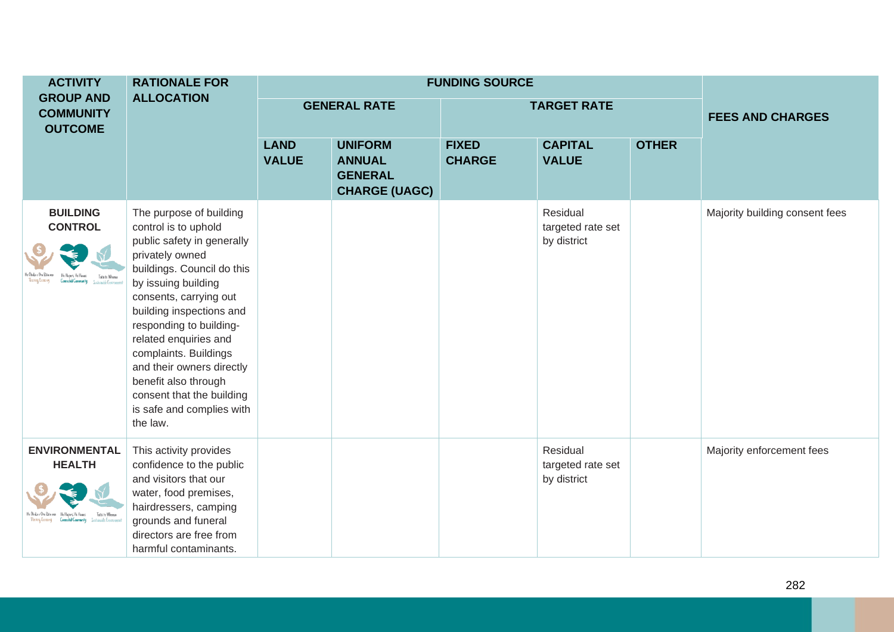| ACTIVITY GROUP AND COMMUNITY OUTCOME | RATIONALE FOR ALLOCATION | FUNDING SOURCE | | | | | |
|---|---|---|---|---|---|---|---|
| | | GENERAL RATE | | TARGET RATE | | | FEES AND CHARGES |
| | | LAND VALUE | UNIFORM ANNUAL GENERAL CHARGE (UAGC) | FIXED CHARGE | CAPITAL VALUE | OTHER | |
| **BUILDING CONTROL** | The purpose of building control is to uphold public safety in generally privately owned buildings. Council do this by issuing building consents, carrying out building inspections and responding to building-related enquiries and complaints. Buildings and their owners directly benefit also through consent that the building is safe and complies with the law. | | | | Residual targeted rate set by district | | Majority building consent fees |
| **ENVIRONMENTAL HEALTH** | This activity provides confidence to the public and visitors that our water, food premises, hairdressers, camping grounds and funeral directors are free from harmful contaminants. | | | | Residual targeted rate set by district | | Majority enforcement fees |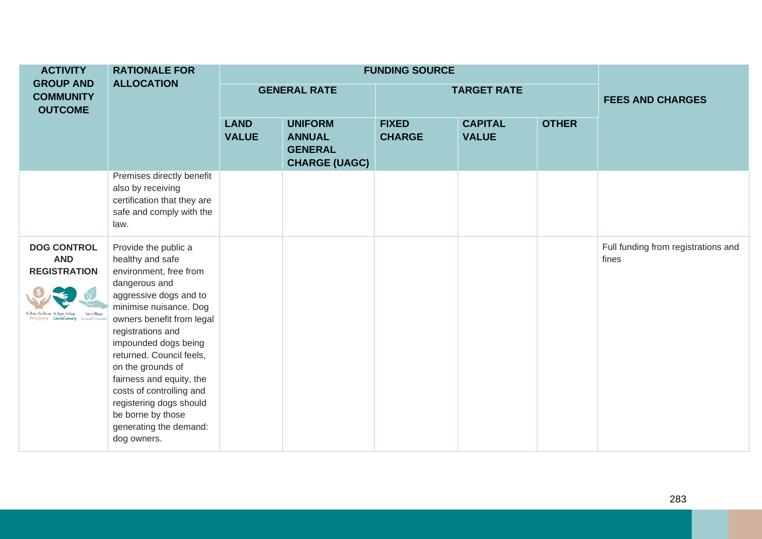| ACTIVITY GROUP AND COMMUNITY OUTCOME | RATIONALE FOR ALLOCATION | FUNDING SOURCE | | | | | FEES AND CHARGES |
|---|---|---|---|---|---|---|---|
| | | GENERAL RATE | | TARGET RATE | | | |
| | | LAND VALUE | UNIFORM ANNUAL GENERAL CHARGE (UAGC) | FIXED CHARGE | CAPITAL VALUE | OTHER | |
| | Premises directly benefit also by receiving certification that they are safe and comply with the law. | | | | | | |
| **DOG CONTROL AND REGISTRATION** | Provide the public a healthy and safe environment, free from dangerous and aggressive dogs and to minimise nuisance. Dog owners benefit from legal registrations and impounded dogs being returned. Council feels, on the grounds of fairness and equity, the costs of controlling and registering dogs should be borne by those generating the demand: dog owners. | | | | | | Full funding from registrations and fines |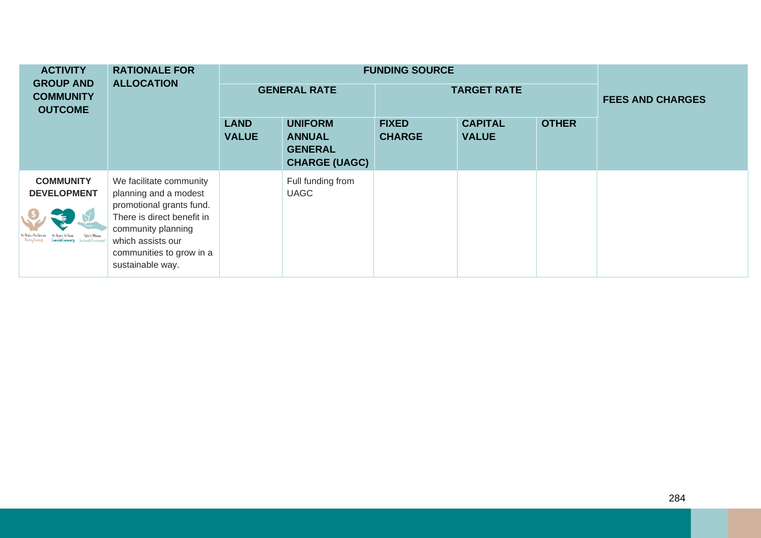| ACTIVITY GROUP AND COMMUNITY OUTCOME | RATIONALE FOR ALLOCATION | FUNDING SOURCE | | | | | FEES AND CHARGES |
|---|---|---|---|---|---|---|---|
| | | GENERAL RATE | | TARGET RATE | | | |
| | | LAND VALUE | UNIFORM ANNUAL GENERAL CHARGE (UAGC) | FIXED CHARGE | CAPITAL VALUE | OTHER | |
| **COMMUNITY DEVELOPMENT** | We facilitate community planning and a modest promotional grants fund. There is direct benefit in community planning which assists our communities to grow in a sustainable way. | | Full funding from UAGC | | | | |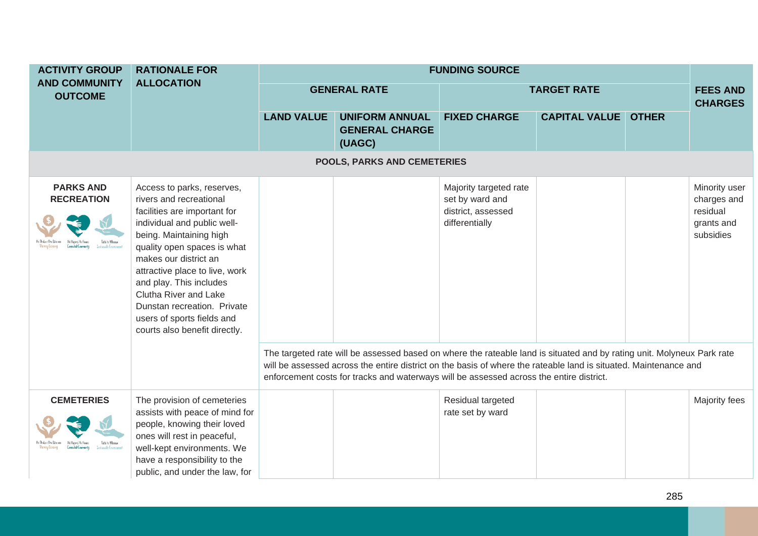| ACTIVITY GROUP AND COMMUNITY OUTCOME | RATIONALE FOR ALLOCATION | FUNDING SOURCE | | | | | |
|---|---|---|---|---|---|---|---|
| | | GENERAL RATE | | TARGET RATE | | | FEES AND CHARGES |
| | | LAND VALUE | UNIFORM ANNUAL GENERAL CHARGE (UAGC) | FIXED CHARGE | CAPITAL VALUE | OTHER | |
| **POOLS, PARKS AND CEMETERIES** | | | | | | | |
| **PARKS AND RECREATION** | Access to parks, reserves, rivers and recreational facilities are important for individual and public well-being. Maintaining high quality open spaces is what makes our district an attractive place to live, work and play. This includes Clutha River and Lake Dunstan recreation. Private users of sports fields and courts also benefit directly. | | | Majority targeted rate set by ward and district, assessed differentially | | | Minority user charges and residual grants and subsidies |
| | | The targeted rate will be assessed based on where the rateable land is situated and by rating unit. Molyneux Park rate will be assessed across the entire district on the basis of where the rateable land is situated. Maintenance and enforcement costs for tracks and waterways will be assessed across the entire district. | | | | | |
| **CEMETERIES** | The provision of cemeteries assists with peace of mind for people, knowing their loved ones will rest in peaceful, well-kept environments. We have a responsibility to the public, and under the law, for | | | Residual targeted rate set by ward | | | Majority fees |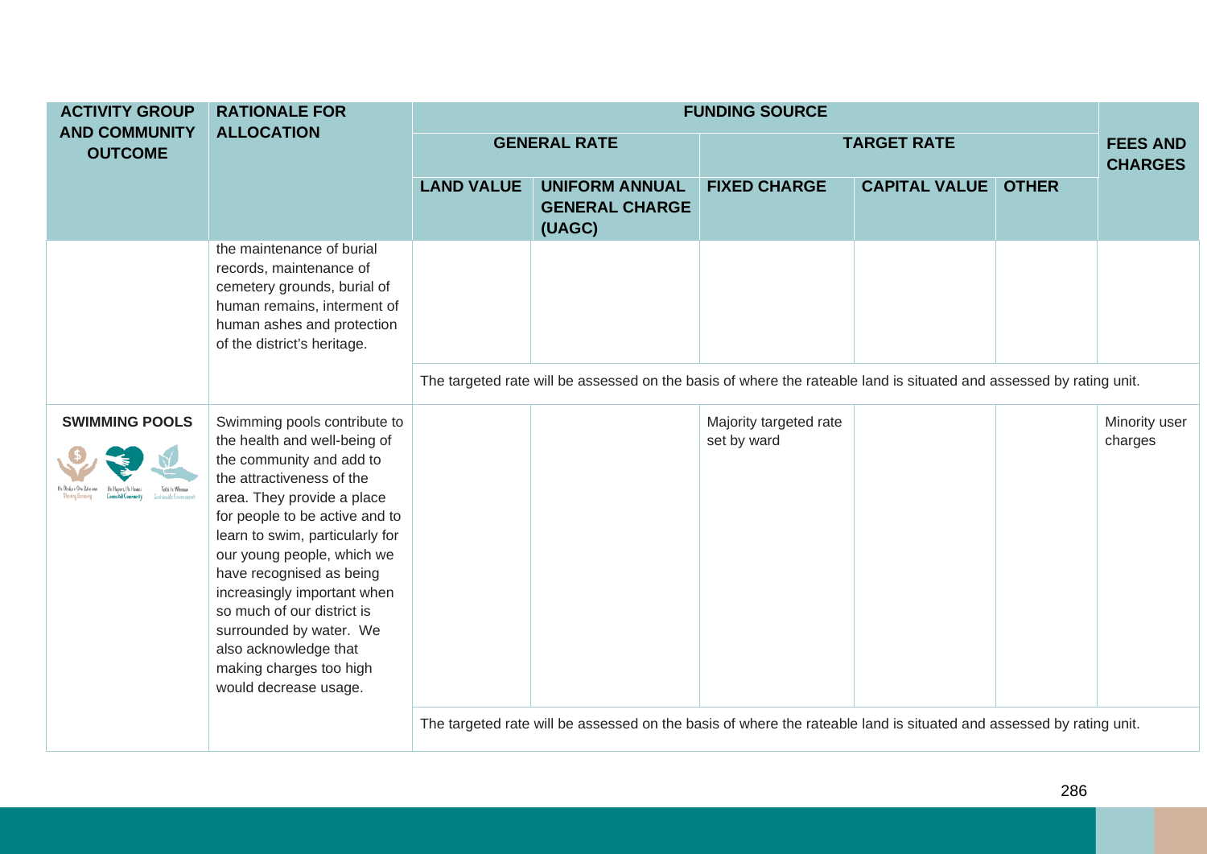| ACTIVITY GROUP AND COMMUNITY OUTCOME | RATIONALE FOR ALLOCATION | FUNDING SOURCE | | | | | |
|---|---|---|---|---|---|---|---|
| | | GENERAL RATE | | TARGET RATE | | | FEES AND CHARGES |
| | | LAND VALUE | UNIFORM ANNUAL GENERAL CHARGE (UAGC) | FIXED CHARGE | CAPITAL VALUE | OTHER | |
| | the maintenance of burial records, maintenance of cemetery grounds, burial of human remains, interment of human ashes and protection of the district's heritage. | | | | | | |
| | | The targeted rate will be assessed on the basis of where the rateable land is situated and assessed by rating unit. | | | | | |
| **SWIMMING POOLS** | Swimming pools contribute to the health and well-being of the community and add to the attractiveness of the area. They provide a place for people to be active and to learn to swim, particularly for our young people, which we have recognised as being increasingly important when so much of our district is surrounded by water. We also acknowledge that making charges too high would decrease usage. | | | Majority targeted rate set by ward | | | Minority user charges |
| | | The targeted rate will be assessed on the basis of where the rateable land is situated and assessed by rating unit. | | | | | |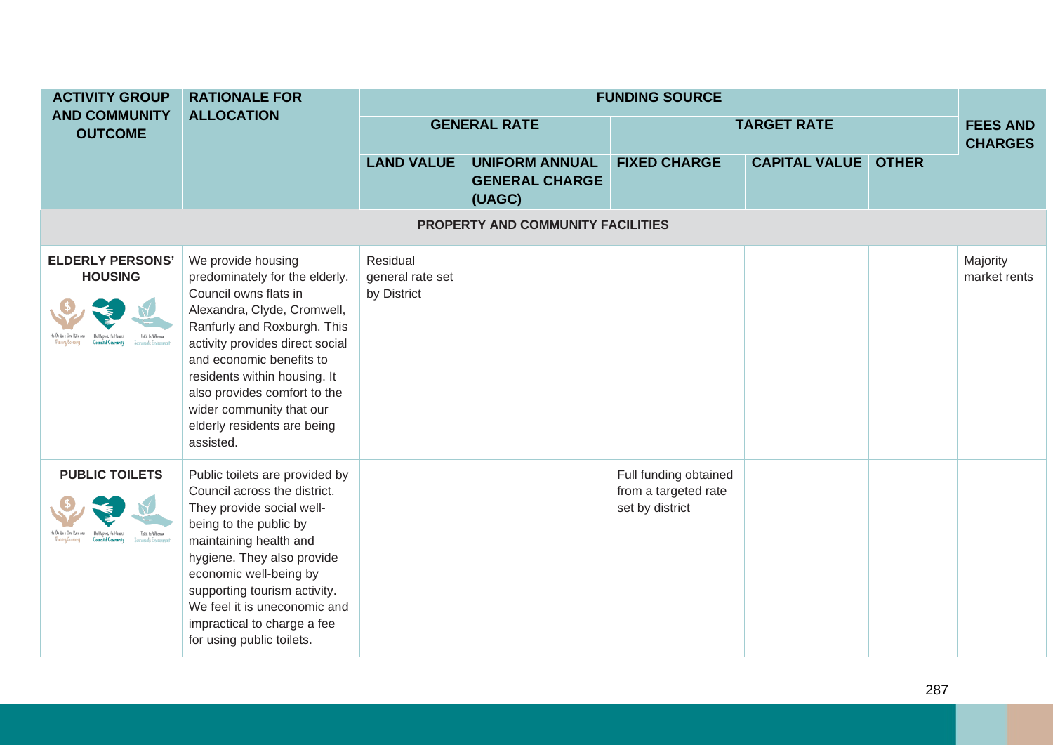| ACTIVITY GROUP AND COMMUNITY OUTCOME | RATIONALE FOR ALLOCATION | FUNDING SOURCE | | | | | |
|---|---|---|---|---|---|---|---|
| | | GENERAL RATE | | TARGET RATE | | | FEES AND CHARGES |
| | | LAND VALUE | UNIFORM ANNUAL GENERAL CHARGE (UAGC) | FIXED CHARGE | CAPITAL VALUE | OTHER | |
| **PROPERTY AND COMMUNITY FACILITIES** | | | | | | | |
| **ELDERLY PERSONS' HOUSING** | We provide housing predominately for the elderly. Council owns flats in Alexandra, Clyde, Cromwell, Ranfurly and Roxburgh. This activity provides direct social and economic benefits to residents within housing. It also provides comfort to the wider community that our elderly residents are being assisted. | Residual general rate set by District | | | | | Majority market rents |
| **PUBLIC TOILETS** | Public toilets are provided by Council across the district. They provide social well-being to the public by maintaining health and hygiene. They also provide economic well-being by supporting tourism activity. We feel it is uneconomic and impractical to charge a fee for using public toilets. | | | Full funding obtained from a targeted rate set by district | | | |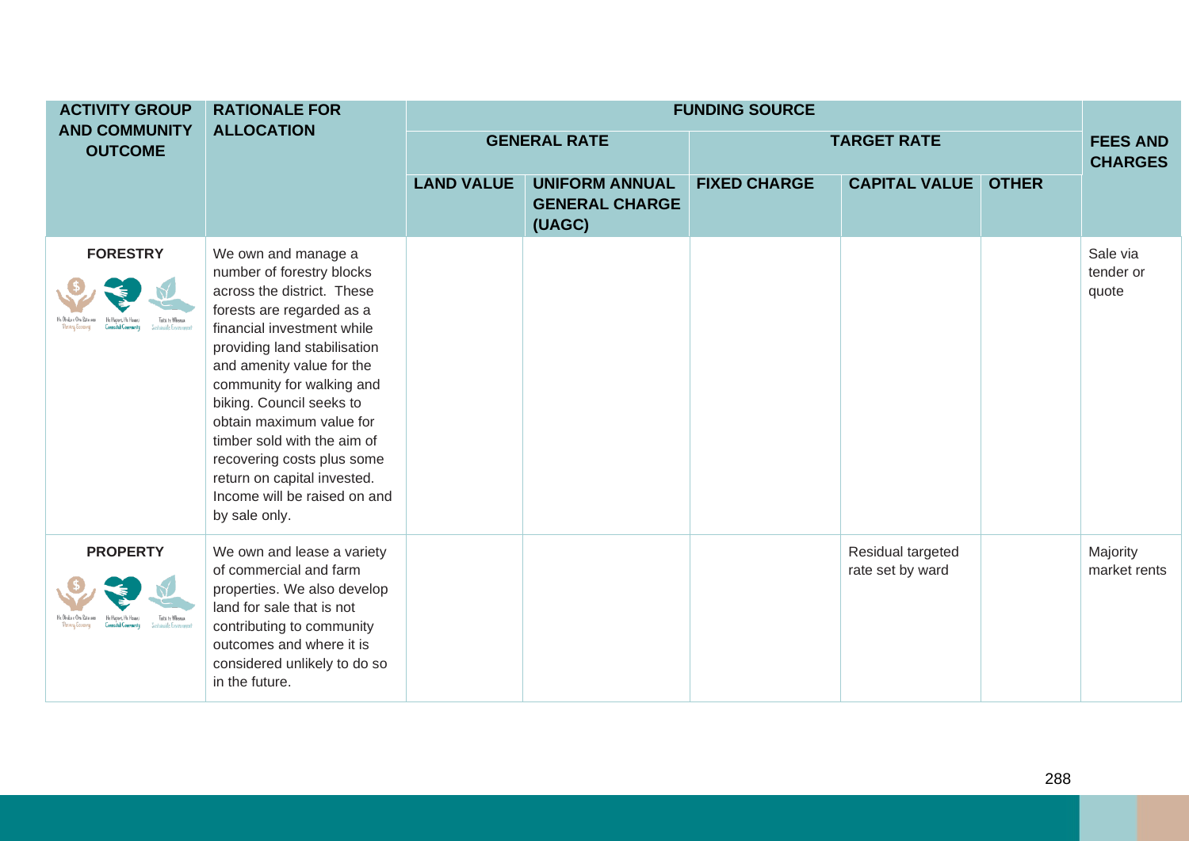| ACTIVITY GROUP AND COMMUNITY OUTCOME | RATIONALE FOR ALLOCATION | FUNDING SOURCE | | | | | |
|---|---|---|---|---|---|---|---|
| | | GENERAL RATE | | TARGET RATE | | | FEES AND CHARGES |
| | | LAND VALUE | UNIFORM ANNUAL GENERAL CHARGE (UAGC) | FIXED CHARGE | CAPITAL VALUE | OTHER | |
| **FORESTRY** | We own and manage a number of forestry blocks across the district. These forests are regarded as a financial investment while providing land stabilisation and amenity value for the community for walking and biking. Council seeks to obtain maximum value for timber sold with the aim of recovering costs plus some return on capital invested. Income will be raised on and by sale only. | | | | | | Sale via tender or quote |
| **PROPERTY** | We own and lease a variety of commercial and farm properties. We also develop land for sale that is not contributing to community outcomes and where it is considered unlikely to do so in the future. | | | | Residual targeted rate set by ward | | Majority market rents |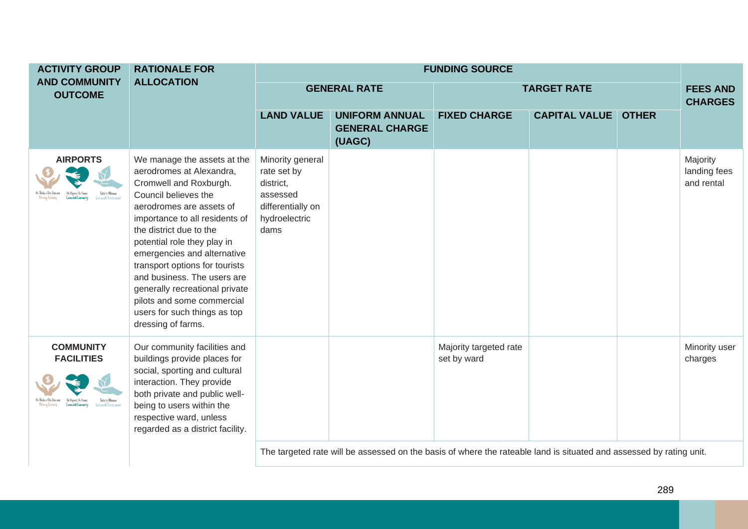| ACTIVITY GROUP AND COMMUNITY OUTCOME | RATIONALE FOR ALLOCATION | FUNDING SOURCE | | | | | |
|---|---|---|---|---|---|---|---|
| | | GENERAL RATE | | TARGET RATE | | | FEES AND CHARGES |
| | | LAND VALUE | UNIFORM ANNUAL GENERAL CHARGE (UAGC) | FIXED CHARGE | CAPITAL VALUE | OTHER | |
| **AIRPORTS** | We manage the assets at the aerodromes at Alexandra, Cromwell and Roxburgh. Council believes the aerodromes are assets of importance to all residents of the district due to the potential role they play in emergencies and alternative transport options for tourists and business. The users are generally recreational private pilots and some commercial users for such things as top dressing of farms. | Minority general rate set by district, assessed differentially on hydroelectric dams | | | | | Majority landing fees and rental |
| **COMMUNITY FACILITIES** | Our community facilities and buildings provide places for social, sporting and cultural interaction. They provide both private and public well-being to users within the respective ward, unless regarded as a district facility. | | | Majority targeted rate set by ward | | | Minority user charges |
| | | The targeted rate will be assessed on the basis of where the rateable land is situated and assessed by rating unit. | | | | | |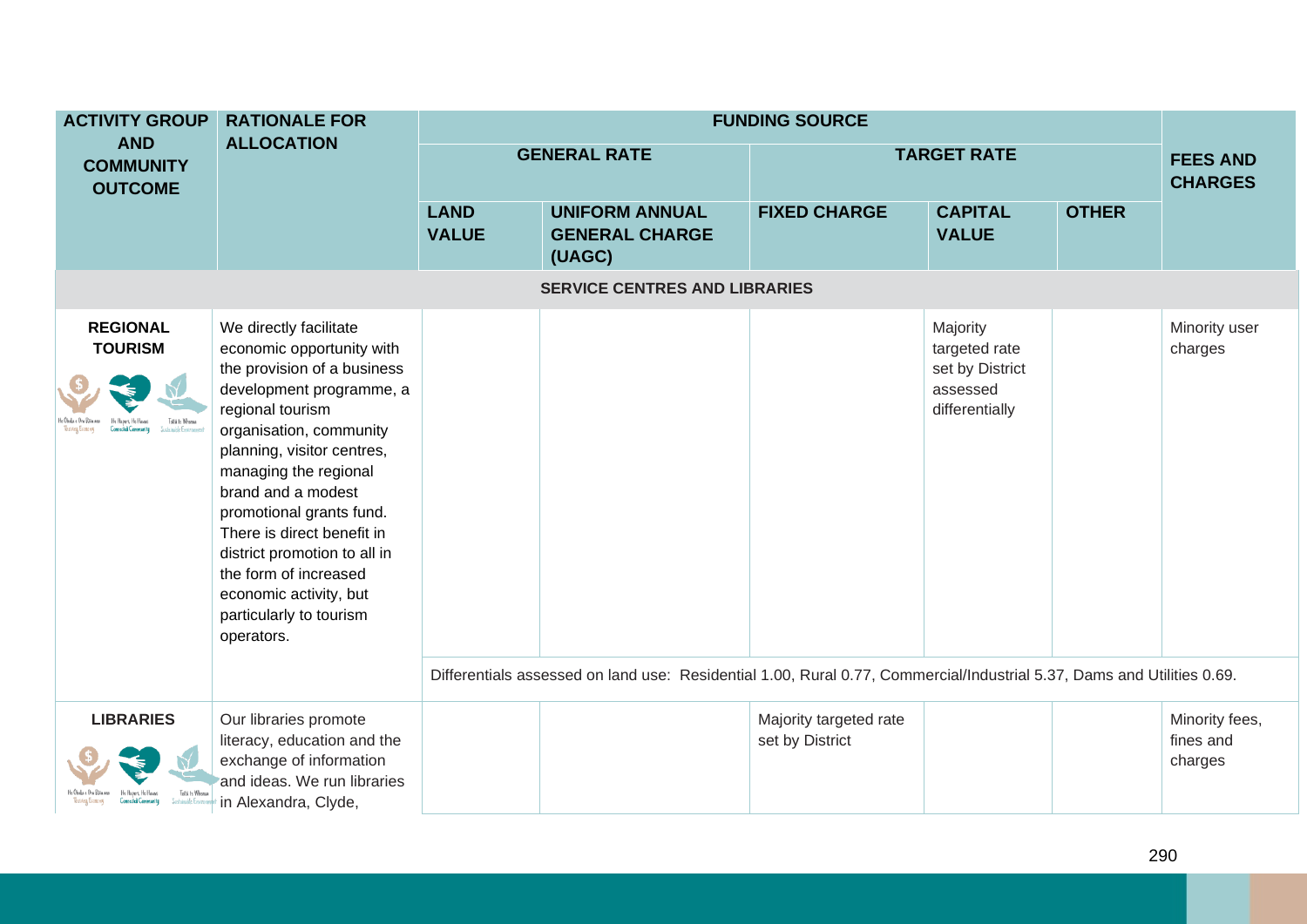| ACTIVITY GROUP AND COMMUNITY OUTCOME | RATIONALE FOR ALLOCATION | FUNDING SOURCE | | | | | FEES AND CHARGES |
|---|---|---|---|---|---|---|---|
| | | GENERAL RATE | | TARGET RATE | | | |
| | | LAND VALUE | UNIFORM ANNUAL GENERAL CHARGE (UAGC) | FIXED CHARGE | CAPITAL VALUE | OTHER | |
| **SERVICE CENTRES AND LIBRARIES** | | | | | | | |
| **REGIONAL TOURISM** | We directly facilitate economic opportunity with the provision of a business development programme, a regional tourism organisation, community planning, visitor centres, managing the regional brand and a modest promotional grants fund. There is direct benefit in district promotion to all in the form of increased economic activity, but particularly to tourism operators. | | | | Majority targeted rate set by District assessed differentially | | Minority user charges |
| | | Differentials assessed on land use: Residential 1.00, Rural 0.77, Commercial/Industrial 5.37, Dams and Utilities 0.69. | | | | | |
| **LIBRARIES** | Our libraries promote literacy, education and the exchange of information and ideas. We run libraries in Alexandra, Clyde, | | | Majority targeted rate set by District | | | Minority fees, fines and charges |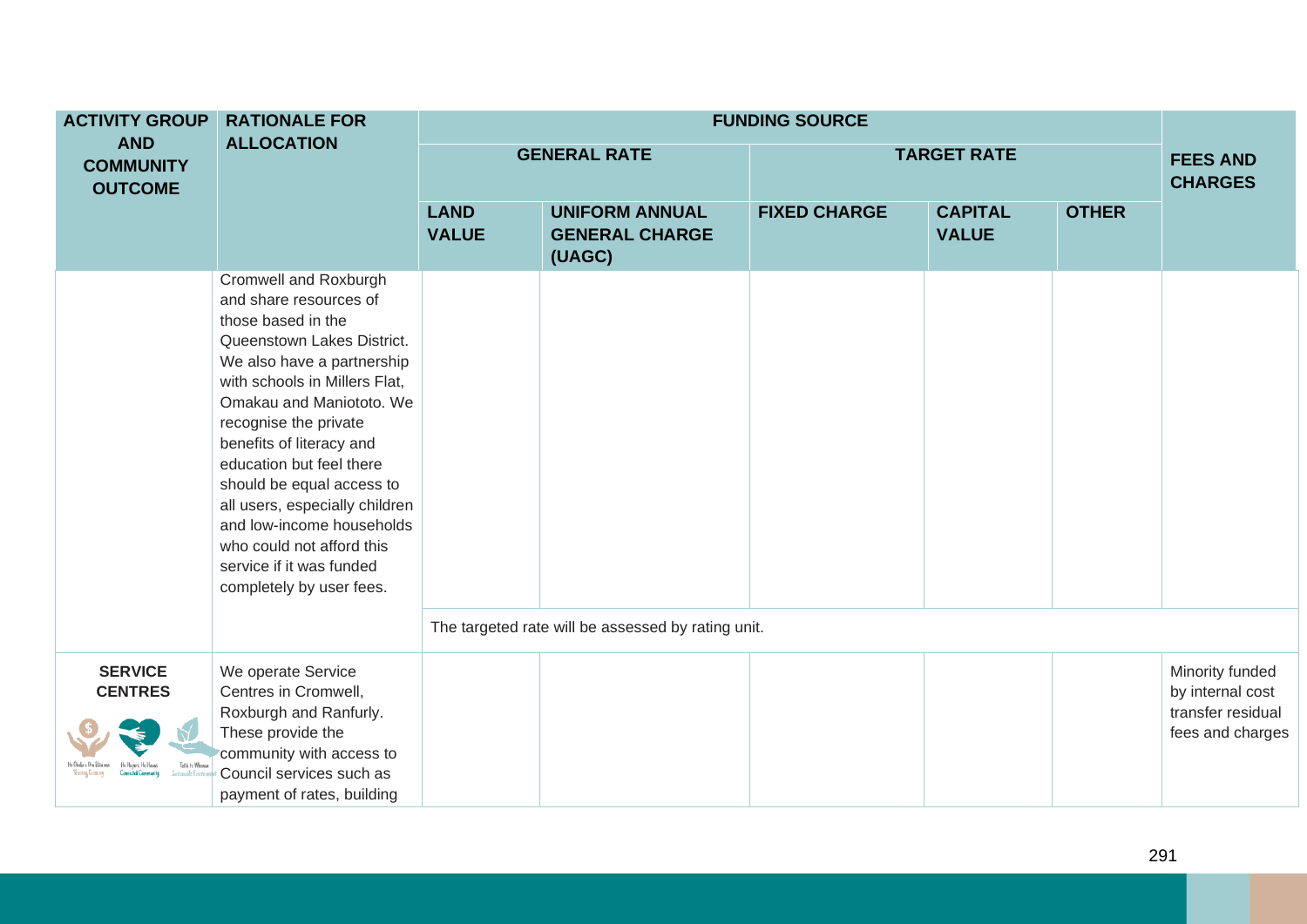| ACTIVITY GROUP AND COMMUNITY OUTCOME | RATIONALE FOR ALLOCATION | FUNDING SOURCE | | | | | |
|---|---|---|---|---|---|---|---|
| | | GENERAL RATE | | TARGET RATE | | | FEES AND CHARGES |
| | | LAND VALUE | UNIFORM ANNUAL GENERAL CHARGE (UAGC) | FIXED CHARGE | CAPITAL VALUE | OTHER | |
| | Cromwell and Roxburgh and share resources of those based in the Queenstown Lakes District. We also have a partnership with schools in Millers Flat, Omakau and Maniototo. We recognise the private benefits of literacy and education but feel there should be equal access to all users, especially children and low-income households who could not afford this service if it was funded completely by user fees. | | | | | | |
| | | The targeted rate will be assessed by rating unit. | | | | | |
| **SERVICE CENTRES** | We operate Service Centres in Cromwell, Roxburgh and Ranfurly. These provide the community with access to Council services such as payment of rates, building | | | | | | Minority funded by internal cost transfer residual fees and charges |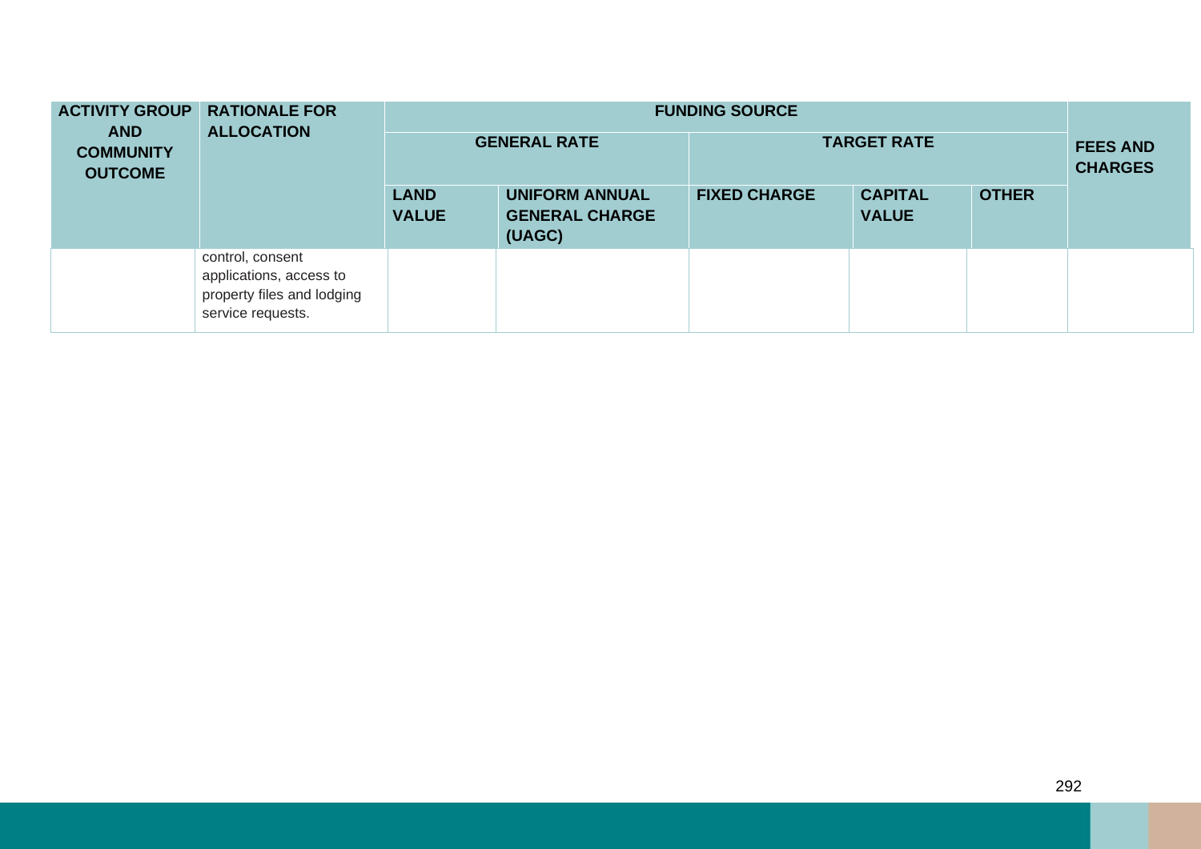| ACTIVITY GROUP AND COMMUNITY OUTCOME | RATIONALE FOR ALLOCATION | FUNDING SOURCE | | | | | FEES AND CHARGES |
|---|---|---|---|---|---|---|---|
| | | GENERAL RATE | | TARGET RATE | | | |
| | | LAND VALUE | UNIFORM ANNUAL GENERAL CHARGE (UAGC) | FIXED CHARGE | CAPITAL VALUE | OTHER | |
| | control, consent applications, access to property files and lodging service requests. | | | | | | |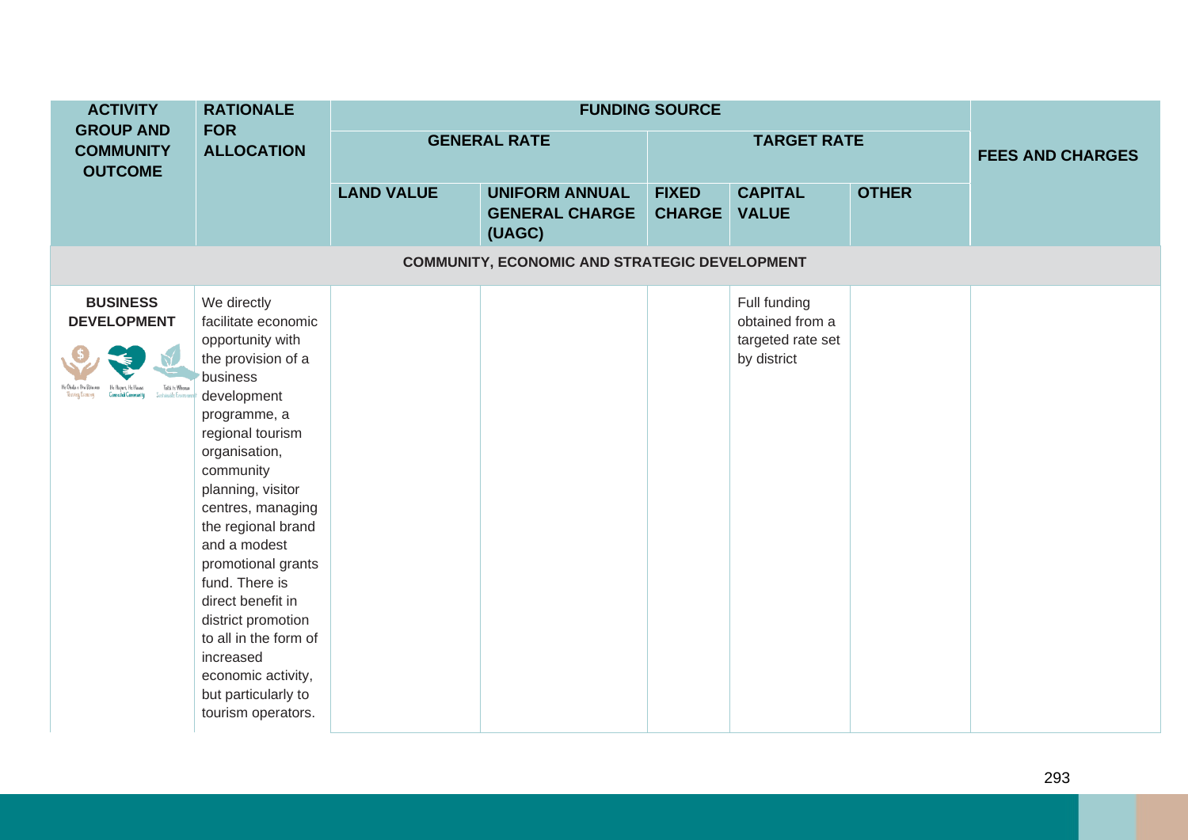| ACTIVITY GROUP AND COMMUNITY OUTCOME | RATIONALE FOR ALLOCATION | FUNDING SOURCE | | | | | FEES AND CHARGES |
|---|---|---|---|---|---|---|---|
| | | GENERAL RATE | | TARGET RATE | | | |
| | | LAND VALUE | UNIFORM ANNUAL GENERAL CHARGE (UAGC) | FIXED CHARGE | CAPITAL VALUE | OTHER | |
| **COMMUNITY, ECONOMIC AND STRATEGIC DEVELOPMENT** | | | | | | | |
| **BUSINESS DEVELOPMENT** | We directly facilitate economic opportunity with the provision of a business development programme, a regional tourism organisation, community planning, visitor centres, managing the regional brand and a modest promotional grants fund. There is direct benefit in district promotion to all in the form of increased economic activity, but particularly to tourism operators. | | | | Full funding obtained from a targeted rate set by district | | |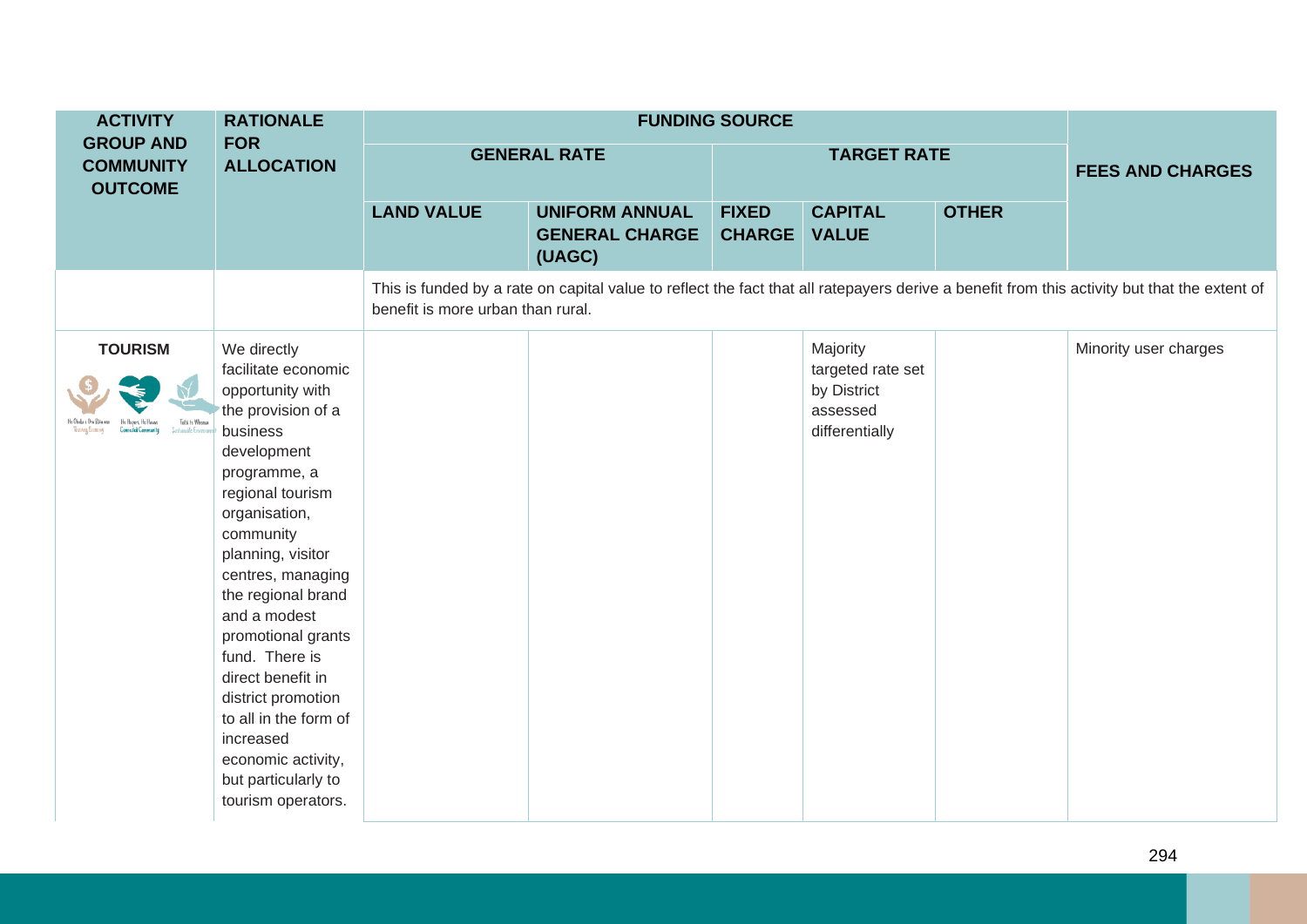| ACTIVITY GROUP AND COMMUNITY OUTCOME | RATIONALE FOR ALLOCATION | FUNDING SOURCE | | | | | FEES AND CHARGES |
|---|---|---|---|---|---|---|---|
| | | GENERAL RATE | | TARGET RATE | | | |
| | | LAND VALUE | UNIFORM ANNUAL GENERAL CHARGE (UAGC) | FIXED CHARGE | CAPITAL VALUE | OTHER | |
| | | This is funded by a rate on capital value to reflect the fact that all ratepayers derive a benefit from this activity but that the extent of benefit is more urban than rural. | | | | | |
| **TOURISM** | We directly facilitate economic opportunity with the provision of a business development programme, a regional tourism organisation, community planning, visitor centres, managing the regional brand and a modest promotional grants fund. There is direct benefit in district promotion to all in the form of increased economic activity, but particularly to tourism operators. | | | | Majority targeted rate set by District assessed differentially | | Minority user charges |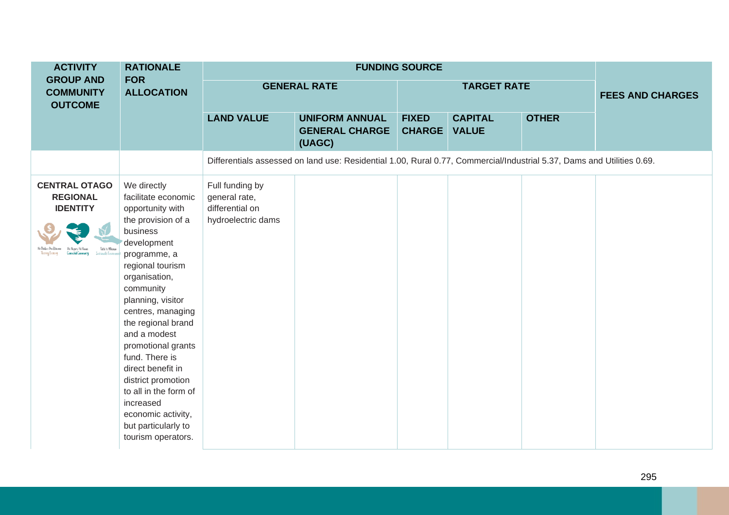| ACTIVITY GROUP AND COMMUNITY OUTCOME | RATIONALE FOR ALLOCATION | FUNDING SOURCE | | | | | |
|---|---|---|---|---|---|---|---|
| | | GENERAL RATE | | TARGET RATE | | | FEES AND CHARGES |
| | | LAND VALUE | UNIFORM ANNUAL GENERAL CHARGE (UAGC) | FIXED CHARGE | CAPITAL VALUE | OTHER | |
| | | Differentials assessed on land use: Residential 1.00, Rural 0.77, Commercial/Industrial 5.37, Dams and Utilities 0.69. | | | | | |
| **CENTRAL OTAGO REGIONAL IDENTITY** | We directly facilitate economic opportunity with the provision of a business development programme, a regional tourism organisation, community planning, visitor centres, managing the regional brand and a modest promotional grants fund. There is direct benefit in district promotion to all in the form of increased economic activity, but particularly to tourism operators. | Full funding by general rate, differential on hydroelectric dams | | | | | |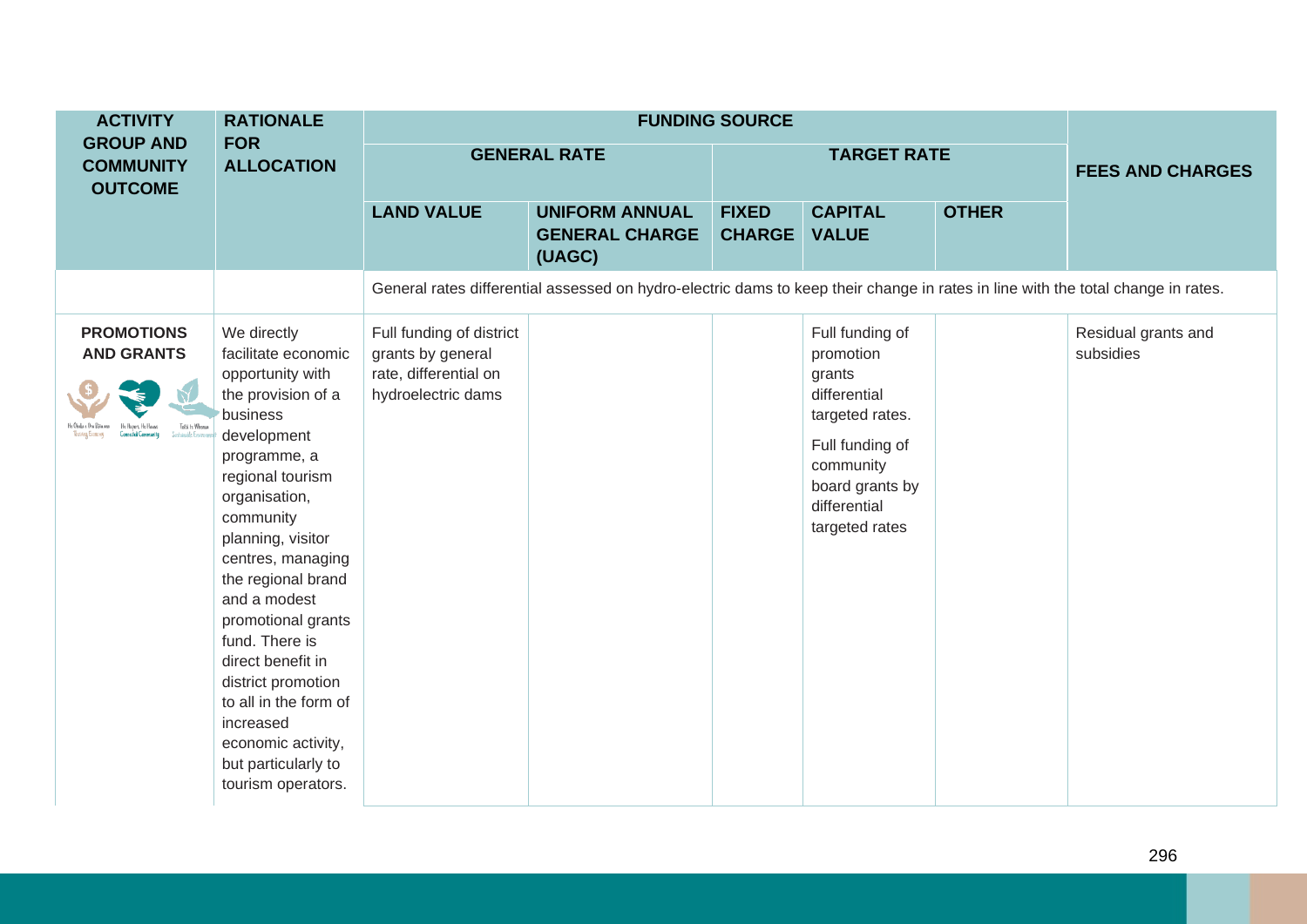| ACTIVITY GROUP AND COMMUNITY OUTCOME | RATIONALE FOR ALLOCATION | FUNDING SOURCE | | | | | FEES AND CHARGES |
|---|---|---|---|---|---|---|---|
| | | GENERAL RATE | | TARGET RATE | | | |
| | | LAND VALUE | UNIFORM ANNUAL GENERAL CHARGE (UAGC) | FIXED CHARGE | CAPITAL VALUE | OTHER | |
| | | General rates differential assessed on hydro-electric dams to keep their change in rates in line with the total change in rates. | | | | | |
| **PROMOTIONS AND GRANTS** | We directly facilitate economic opportunity with the provision of a business development programme, a regional tourism organisation, community planning, visitor centres, managing the regional brand and a modest promotional grants fund. There is direct benefit in district promotion to all in the form of increased economic activity, but particularly to tourism operators. | Full funding of district grants by general rate, differential on hydroelectric dams | | | Full funding of promotion grants differential targeted rates. Full funding of community board grants by differential targeted rates | | Residual grants and subsidies |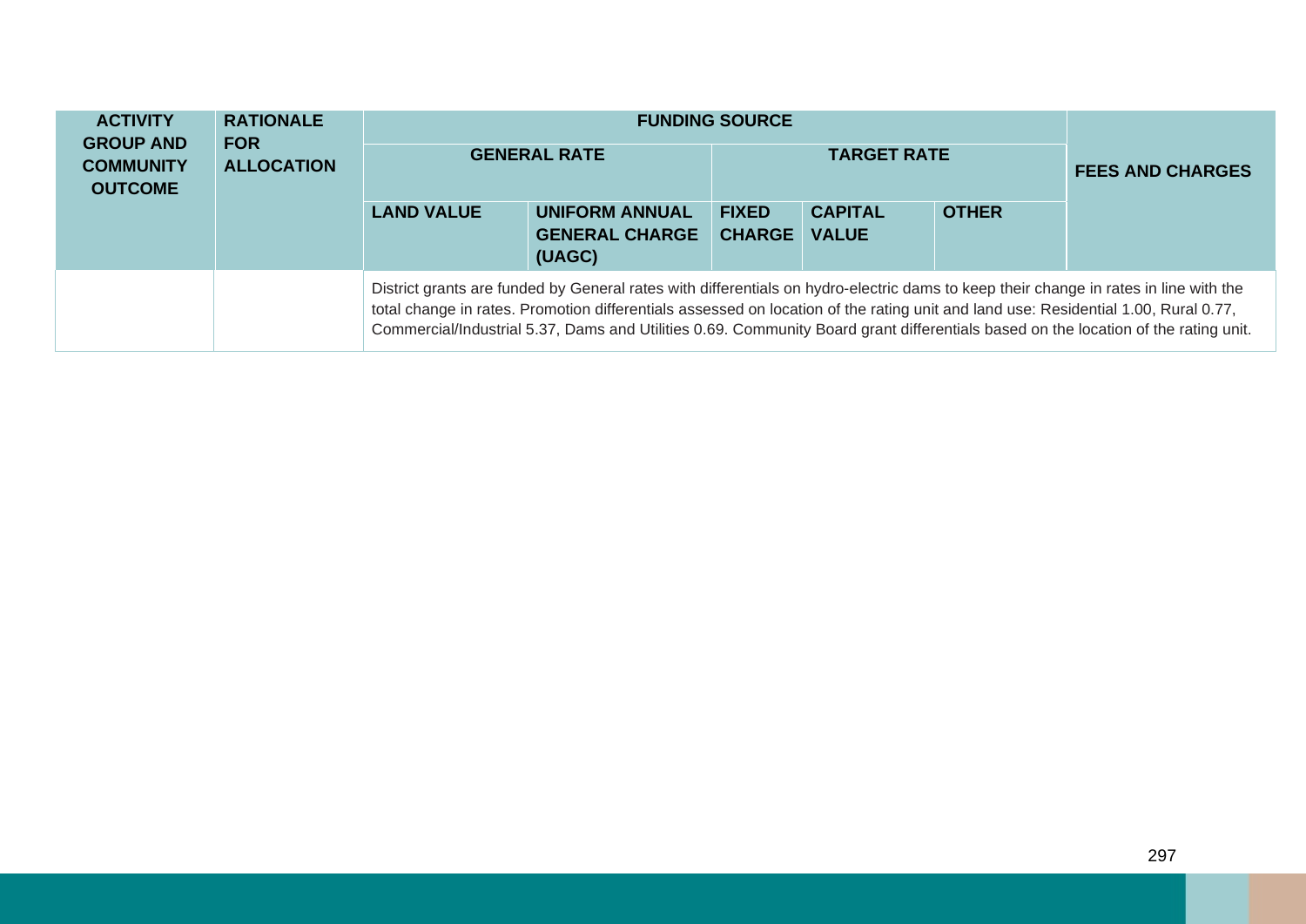| ACTIVITY GROUP AND COMMUNITY OUTCOME | RATIONALE FOR ALLOCATION | FUNDING SOURCE | | | | | |
|---|---|---|---|---|---|---|---|
| | | GENERAL RATE | | TARGET RATE | | | FEES AND CHARGES |
| | | LAND VALUE | UNIFORM ANNUAL GENERAL CHARGE (UAGC) | FIXED CHARGE | CAPITAL VALUE | OTHER | |
| | | District grants are funded by General rates with differentials on hydro-electric dams to keep their change in rates in line with the total change in rates. Promotion differentials assessed on location of the rating unit and land use: Residential 1.00, Rural 0.77, Commercial/Industrial 5.37, Dams and Utilities 0.69. Community Board grant differentials based on the location of the rating unit. | | | | | |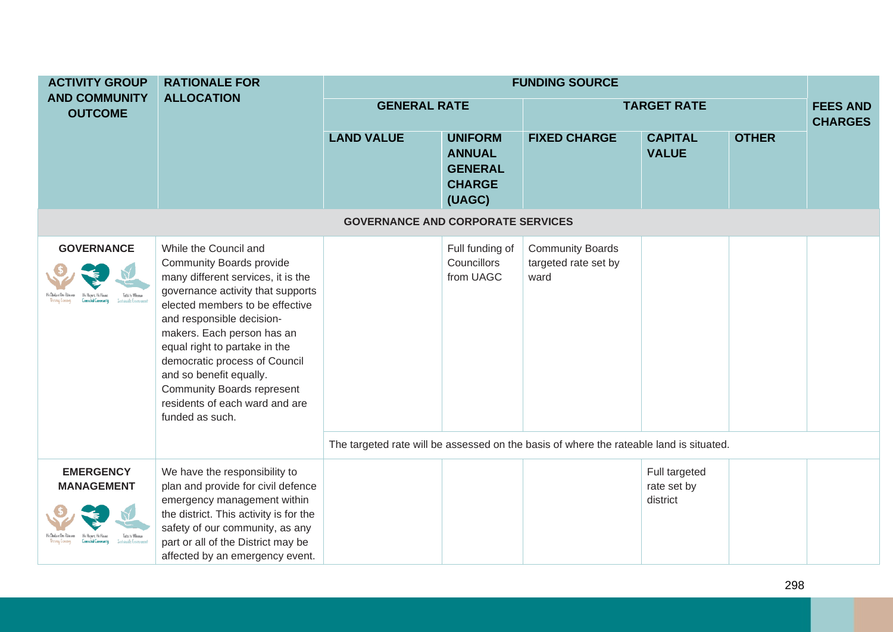| ACTIVITY GROUP AND COMMUNITY OUTCOME | RATIONALE FOR ALLOCATION | FUNDING SOURCE | | | | | |
|---|---|---|---|---|---|---|---|
| | | GENERAL RATE | | TARGET RATE | | | FEES AND CHARGES |
| | | LAND VALUE | UNIFORM ANNUAL GENERAL CHARGE (UAGC) | FIXED CHARGE | CAPITAL VALUE | OTHER | |
| **GOVERNANCE AND CORPORATE SERVICES** | | | | | | | |
| **GOVERNANCE** | While the Council and Community Boards provide many different services, it is the governance activity that supports elected members to be effective and responsible decision-makers. Each person has an equal right to partake in the democratic process of Council and so benefit equally. Community Boards represent residents of each ward and are funded as such. | | Full funding of Councillors from UAGC | Community Boards targeted rate set by ward | | | |
| | | The targeted rate will be assessed on the basis of where the rateable land is situated. | | | | | |
| **EMERGENCY MANAGEMENT** | We have the responsibility to plan and provide for civil defence emergency management within the district. This activity is for the safety of our community, as any part or all of the District may be affected by an emergency event. | | | | Full targeted rate set by district | | |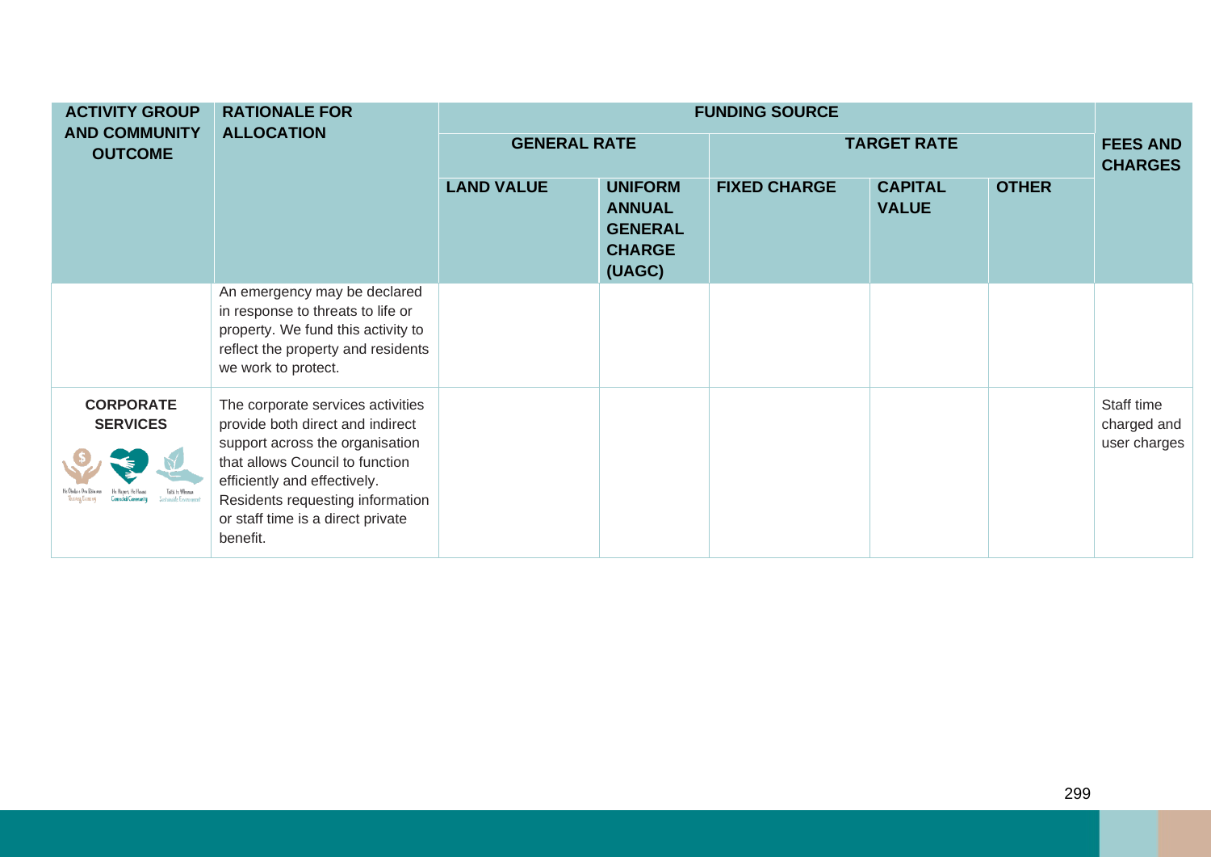| ACTIVITY GROUP AND COMMUNITY OUTCOME | RATIONALE FOR ALLOCATION | FUNDING SOURCE | | | | | |
|---|---|---|---|---|---|---|---|
| | | GENERAL RATE | | TARGET RATE | | | FEES AND CHARGES |
| | | LAND VALUE | UNIFORM ANNUAL GENERAL CHARGE (UAGC) | FIXED CHARGE | CAPITAL VALUE | OTHER | |
| | An emergency may be declared in response to threats to life or property. We fund this activity to reflect the property and residents we work to protect. | | | | | | |
| **CORPORATE SERVICES** | The corporate services activities provide both direct and indirect support across the organisation that allows Council to function efficiently and effectively. Residents requesting information or staff time is a direct private benefit. | | | | | | Staff time charged and user charges |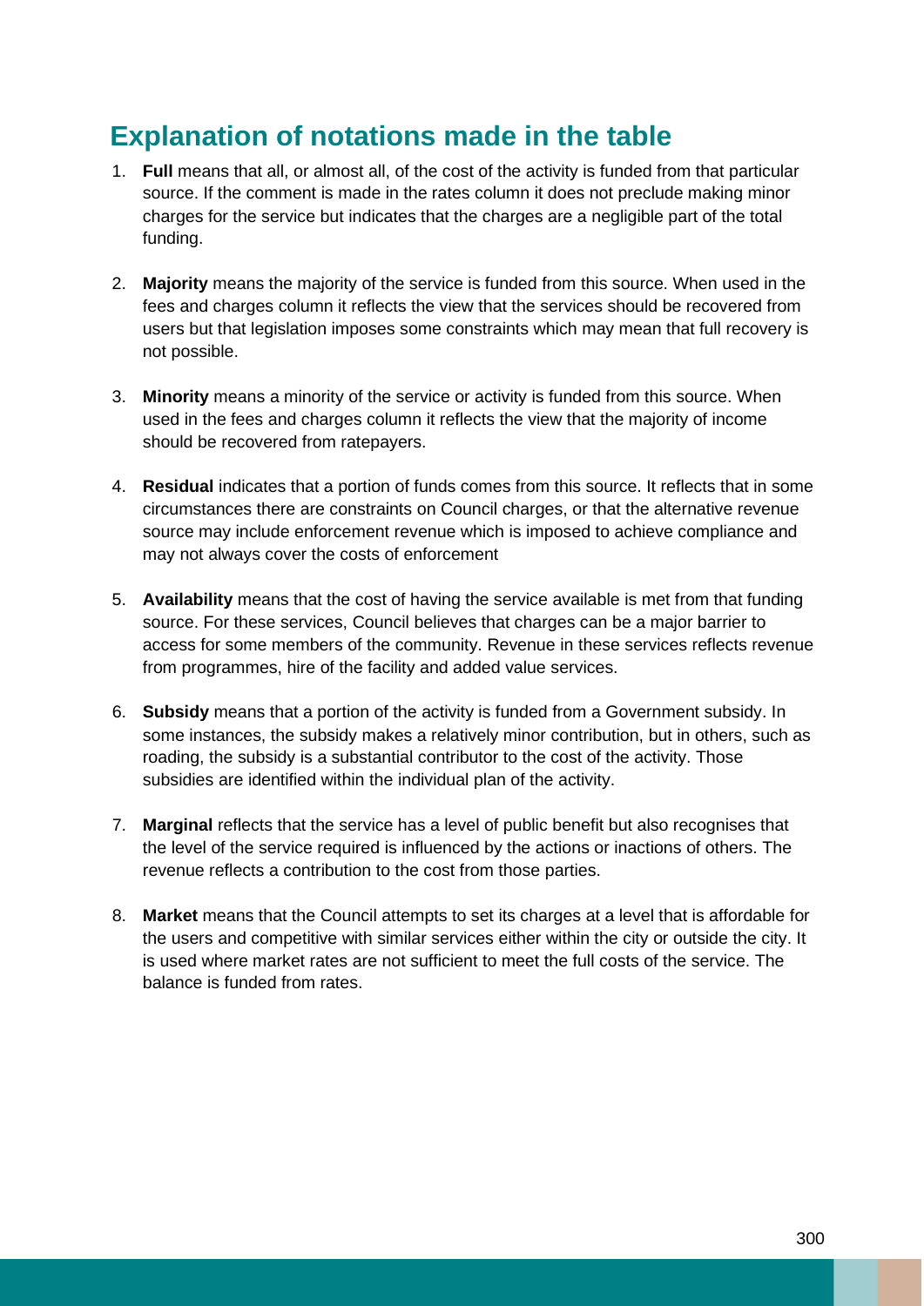## Explanation of notations made in the table

1. **Full** means that all, or almost all, of the cost of the activity is funded from that particular source. If the comment is made in the rates column it does not preclude making minor charges for the service but indicates that the charges are a negligible part of the total funding.

2. **Majority** means the majority of the service is funded from this source. When used in the fees and charges column it reflects the view that the services should be recovered from users but that legislation imposes some constraints which may mean that full recovery is not possible.

3. **Minority** means a minority of the service or activity is funded from this source. When used in the fees and charges column it reflects the view that the majority of income should be recovered from ratepayers.

4. **Residual** indicates that a portion of funds comes from this source. It reflects that in some circumstances there are constraints on Council charges, or that the alternative revenue source may include enforcement revenue which is imposed to achieve compliance and may not always cover the costs of enforcement

5. **Availability** means that the cost of having the service available is met from that funding source. For these services, Council believes that charges can be a major barrier to access for some members of the community. Revenue in these services reflects revenue from programmes, hire of the facility and added value services.

6. **Subsidy** means that a portion of the activity is funded from a Government subsidy. In some instances, the subsidy makes a relatively minor contribution, but in others, such as roading, the subsidy is a substantial contributor to the cost of the activity. Those subsidies are identified within the individual plan of the activity.

7. **Marginal** reflects that the service has a level of public benefit but also recognises that the level of the service required is influenced by the actions or inactions of others. The revenue reflects a contribution to the cost from those parties.

8. **Market** means that the Council attempts to set its charges at a level that is affordable for the users and competitive with similar services either within the city or outside the city. It is used where market rates are not sufficient to meet the full costs of the service. The balance is funded from rates.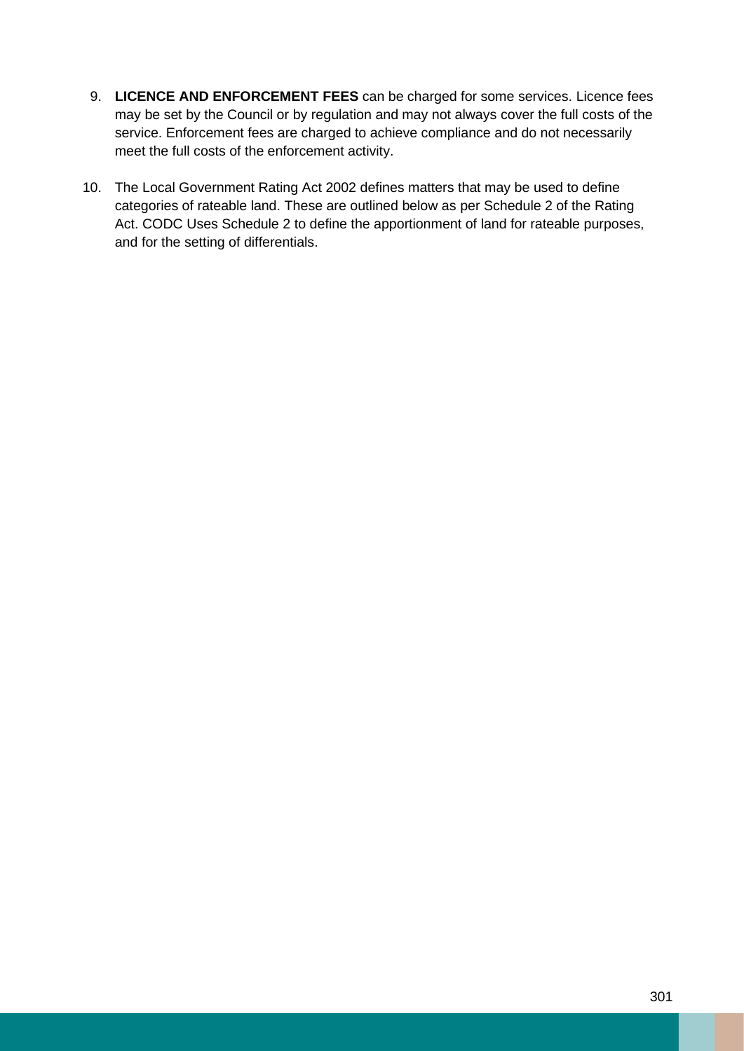9. **LICENCE AND ENFORCEMENT FEES** can be charged for some services. Licence fees may be set by the Council or by regulation and may not always cover the full costs of the service. Enforcement fees are charged to achieve compliance and do not necessarily meet the full costs of the enforcement activity.

10. The Local Government Rating Act 2002 defines matters that may be used to define categories of rateable land. These are outlined below as per Schedule 2 of the Rating Act. CODC Uses Schedule 2 to define the apportionment of land for rateable purposes, and for the setting of differentials.